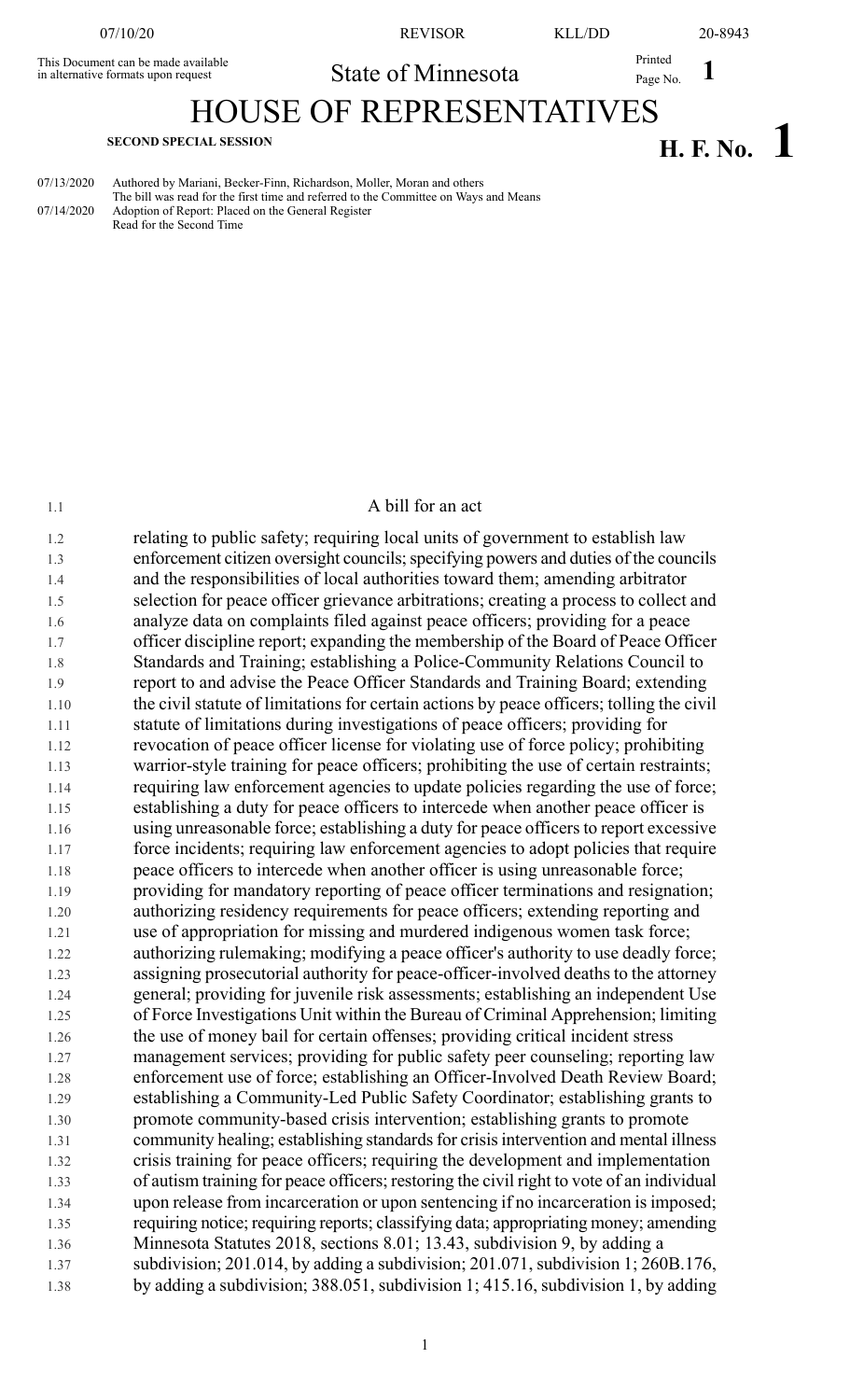This Document can be made available in alternative formats upon request

State of Minnesota

# HOUSE OF REPRESENTATIVES

**SECOND SPECIAL SESSION**

**H. F. No. 1**

07/13/2020 Authored by Mariani, Becker-Finn, Richardson, Moller, Moran and others
The bill was read for the first time and referred to the Committee on Ways and Means
07/14/2020 Adoption of Report: Placed on the General Register
Read for the Second Time

A bill for an act

relating to public safety; requiring local units of government to establish law enforcement citizen oversight councils; specifying powers and duties of the councils and the responsibilities of local authorities toward them; amending arbitrator selection for peace officer grievance arbitrations; creating a process to collect and analyze data on complaints filed against peace officers; providing for a peace officer discipline report; expanding the membership of the Board of Peace Officer Standards and Training; establishing a Police-Community Relations Council to report to and advise the Peace Officer Standards and Training Board; extending the civil statute of limitations for certain actions by peace officers; tolling the civil statute of limitations during investigations of peace officers; providing for revocation of peace officer license for violating use of force policy; prohibiting warrior-style training for peace officers; prohibiting the use of certain restraints; requiring law enforcement agencies to update policies regarding the use of force; establishing a duty for peace officers to intercede when another peace officer is using unreasonable force; establishing a duty for peace officers to report excessive force incidents; requiring law enforcement agencies to adopt policies that require peace officers to intercede when another officer is using unreasonable force; providing for mandatory reporting of peace officer terminations and resignation; authorizing residency requirements for peace officers; extending reporting and use of appropriation for missing and murdered indigenous women task force; authorizing rulemaking; modifying a peace officer's authority to use deadly force; assigning prosecutorial authority for peace-officer-involved deaths to the attorney general; providing for juvenile risk assessments; establishing an independent Use of Force Investigations Unit within the Bureau of Criminal Apprehension; limiting the use of money bail for certain offenses; providing critical incident stress management services; providing for public safety peer counseling; reporting law enforcement use of force; establishing an Officer-Involved Death Review Board; establishing a Community-Led Public Safety Coordinator; establishing grants to promote community-based crisis intervention; establishing grants to promote community healing; establishing standards for crisis intervention and mental illness crisis training for peace officers; requiring the development and implementation of autism training for peace officers; restoring the civil right to vote of an individual upon release from incarceration or upon sentencing if no incarceration is imposed; requiring notice; requiring reports; classifying data; appropriating money; amending Minnesota Statutes 2018, sections 8.01; 13.43, subdivision 9, by adding a subdivision; 201.014, by adding a subdivision; 201.071, subdivision 1; 260B.176, by adding a subdivision; 388.051, subdivision 1; 415.16, subdivision 1, by adding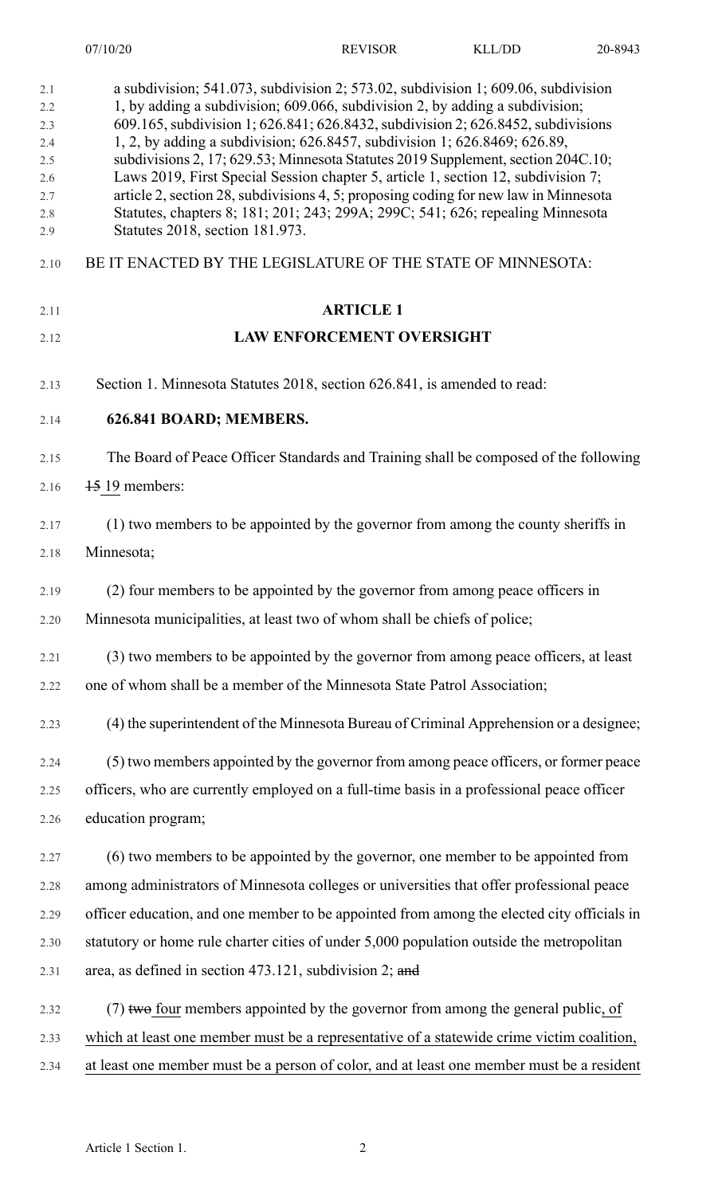a subdivision; 541.073, subdivision 2; 573.02, subdivision 1; 609.06, subdivision 1, by adding a subdivision; 609.066, subdivision 2, by adding a subdivision; 609.165, subdivision 1; 626.841; 626.8432, subdivision 2; 626.8452, subdivisions 1, 2, by adding a subdivision; 626.8457, subdivision 1; 626.8469; 626.89, subdivisions 2, 17; 629.53; Minnesota Statutes 2019 Supplement, section 204C.10; Laws 2019, First Special Session chapter 5, article 1, section 12, subdivision 7; article 2, section 28, subdivisions 4, 5; proposing coding for new law in Minnesota Statutes, chapters 8; 181; 201; 243; 299A; 299C; 541; 626; repealing Minnesota Statutes 2018, section 181.973.

BE IT ENACTED BY THE LEGISLATURE OF THE STATE OF MINNESOTA:

## ARTICLE 1

## LAW ENFORCEMENT OVERSIGHT

Section 1. Minnesota Statutes 2018, section 626.841, is amended to read:

**626.841 BOARD; MEMBERS.**

The Board of Peace Officer Standards and Training shall be composed of the following ~~15~~ 19 members:

(1) two members to be appointed by the governor from among the county sheriffs in Minnesota;

(2) four members to be appointed by the governor from among peace officers in Minnesota municipalities, at least two of whom shall be chiefs of police;

(3) two members to be appointed by the governor from among peace officers, at least one of whom shall be a member of the Minnesota State Patrol Association;

(4) the superintendent of the Minnesota Bureau of Criminal Apprehension or a designee;

(5) two members appointed by the governor from among peace officers, or former peace officers, who are currently employed on a full-time basis in a professional peace officer education program;

(6) two members to be appointed by the governor, one member to be appointed from among administrators of Minnesota colleges or universities that offer professional peace officer education, and one member to be appointed from among the elected city officials in statutory or home rule charter cities of under 5,000 population outside the metropolitan area, as defined in section 473.121, subdivision 2; ~~and~~

(7) ~~two~~ four members appointed by the governor from among the general public, of which at least one member must be a representative of a statewide crime victim coalition, at least one member must be a person of color, and at least one member must be a resident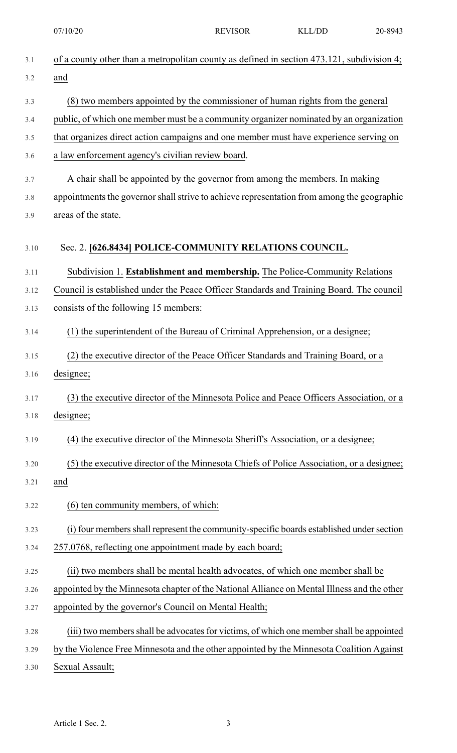of a county other than a metropolitan county as defined in section 473.121, subdivision 4; and

(8) two members appointed by the commissioner of human rights from the general public, of which one member must be a community organizer nominated by an organization that organizes direct action campaigns and one member must have experience serving on a law enforcement agency's civilian review board.

A chair shall be appointed by the governor from among the members. In making appointments the governor shall strive to achieve representation from among the geographic areas of the state.

Sec. 2. **[626.8434] POLICE-COMMUNITY RELATIONS COUNCIL.**

Subdivision 1. **Establishment and membership.** The Police-Community Relations Council is established under the Peace Officer Standards and Training Board. The council consists of the following 15 members:

(1) the superintendent of the Bureau of Criminal Apprehension, or a designee;

(2) the executive director of the Peace Officer Standards and Training Board, or a designee;

(3) the executive director of the Minnesota Police and Peace Officers Association, or a designee;

(4) the executive director of the Minnesota Sheriff's Association, or a designee;

(5) the executive director of the Minnesota Chiefs of Police Association, or a designee; and

(6) ten community members, of which:

(i) four members shall represent the community-specific boards established under section 257.0768, reflecting one appointment made by each board;

(ii) two members shall be mental health advocates, of which one member shall be appointed by the Minnesota chapter of the National Alliance on Mental Illness and the other appointed by the governor's Council on Mental Health;

(iii) two members shall be advocates for victims, of which one member shall be appointed by the Violence Free Minnesota and the other appointed by the Minnesota Coalition Against Sexual Assault;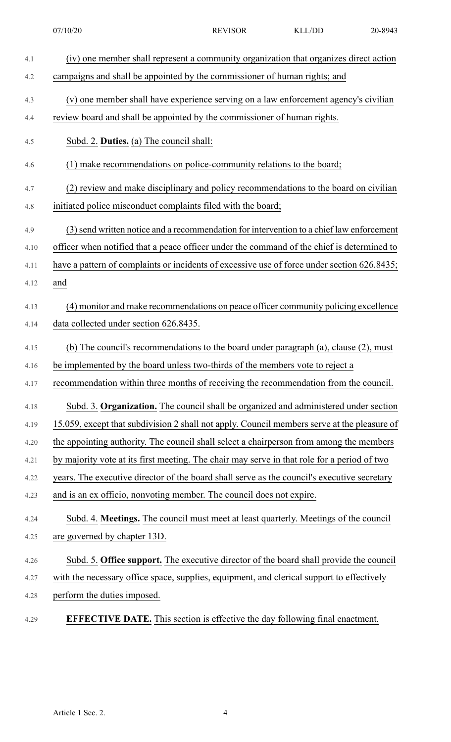(iv) one member shall represent a community organization that organizes direct action campaigns and shall be appointed by the commissioner of human rights; and

(v) one member shall have experience serving on a law enforcement agency's civilian review board and shall be appointed by the commissioner of human rights.

Subd. 2. **Duties.** (a) The council shall:

(1) make recommendations on police-community relations to the board;

(2) review and make disciplinary and policy recommendations to the board on civilian initiated police misconduct complaints filed with the board;

(3) send written notice and a recommendation for intervention to a chief law enforcement officer when notified that a peace officer under the command of the chief is determined to have a pattern of complaints or incidents of excessive use of force under section 626.8435; and

(4) monitor and make recommendations on peace officer community policing excellence data collected under section 626.8435.

(b) The council's recommendations to the board under paragraph (a), clause (2), must be implemented by the board unless two-thirds of the members vote to reject a recommendation within three months of receiving the recommendation from the council.

Subd. 3. **Organization.** The council shall be organized and administered under section 15.059, except that subdivision 2 shall not apply. Council members serve at the pleasure of the appointing authority. The council shall select a chairperson from among the members by majority vote at its first meeting. The chair may serve in that role for a period of two years. The executive director of the board shall serve as the council's executive secretary and is an ex officio, nonvoting member. The council does not expire.

Subd. 4. **Meetings.** The council must meet at least quarterly. Meetings of the council are governed by chapter 13D.

Subd. 5. **Office support.** The executive director of the board shall provide the council with the necessary office space, supplies, equipment, and clerical support to effectively perform the duties imposed.

**EFFECTIVE DATE.** This section is effective the day following final enactment.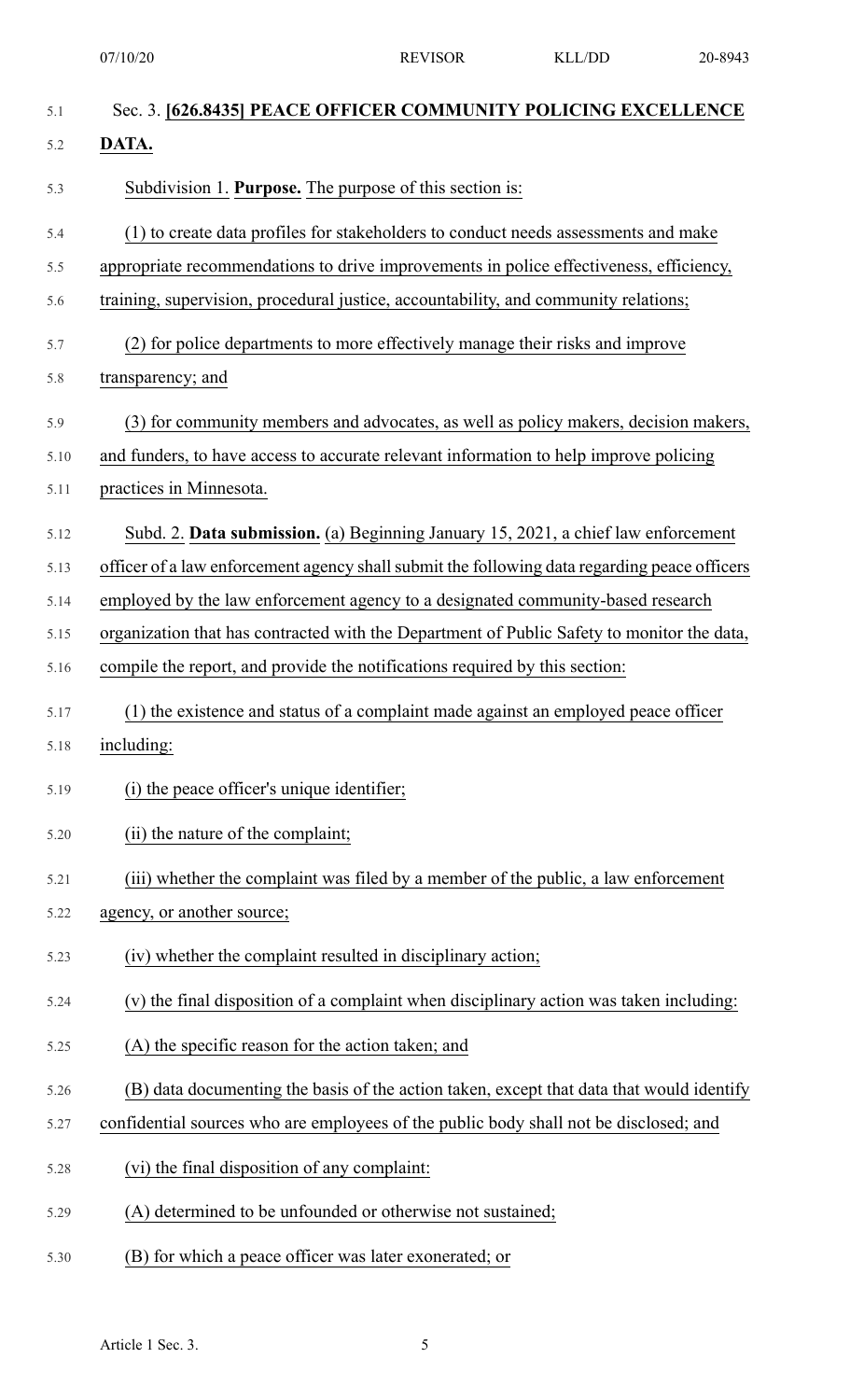Sec. 3. **[626.8435] PEACE OFFICER COMMUNITY POLICING EXCELLENCE DATA.**

Subdivision 1. **Purpose.** The purpose of this section is:

(1) to create data profiles for stakeholders to conduct needs assessments and make appropriate recommendations to drive improvements in police effectiveness, efficiency, training, supervision, procedural justice, accountability, and community relations;

(2) for police departments to more effectively manage their risks and improve transparency; and

(3) for community members and advocates, as well as policy makers, decision makers, and funders, to have access to accurate relevant information to help improve policing practices in Minnesota.

Subd. 2. **Data submission.** (a) Beginning January 15, 2021, a chief law enforcement officer of a law enforcement agency shall submit the following data regarding peace officers employed by the law enforcement agency to a designated community-based research organization that has contracted with the Department of Public Safety to monitor the data, compile the report, and provide the notifications required by this section:

(1) the existence and status of a complaint made against an employed peace officer including:

(i) the peace officer's unique identifier;

(ii) the nature of the complaint;

(iii) whether the complaint was filed by a member of the public, a law enforcement agency, or another source;

(iv) whether the complaint resulted in disciplinary action;

(v) the final disposition of a complaint when disciplinary action was taken including:

(A) the specific reason for the action taken; and

(B) data documenting the basis of the action taken, except that data that would identify confidential sources who are employees of the public body shall not be disclosed; and

(vi) the final disposition of any complaint:

(A) determined to be unfounded or otherwise not sustained;

(B) for which a peace officer was later exonerated; or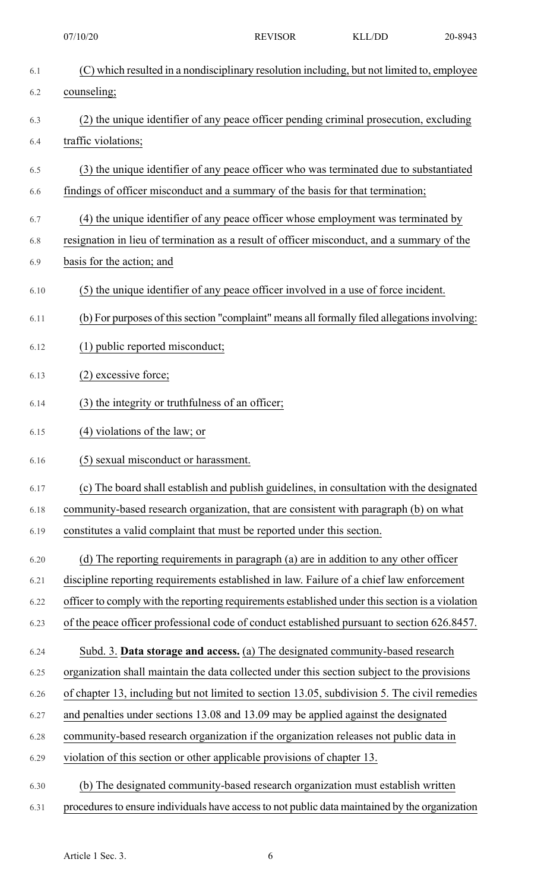(C) which resulted in a nondisciplinary resolution including, but not limited to, employee counseling;

(2) the unique identifier of any peace officer pending criminal prosecution, excluding traffic violations;

(3) the unique identifier of any peace officer who was terminated due to substantiated findings of officer misconduct and a summary of the basis for that termination;

(4) the unique identifier of any peace officer whose employment was terminated by resignation in lieu of termination as a result of officer misconduct, and a summary of the basis for the action; and

(5) the unique identifier of any peace officer involved in a use of force incident.

(b) For purposes of this section "complaint" means all formally filed allegations involving:

(1) public reported misconduct;

(2) excessive force;

(3) the integrity or truthfulness of an officer;

(4) violations of the law; or

(5) sexual misconduct or harassment.

(c) The board shall establish and publish guidelines, in consultation with the designated community-based research organization, that are consistent with paragraph (b) on what constitutes a valid complaint that must be reported under this section.

(d) The reporting requirements in paragraph (a) are in addition to any other officer discipline reporting requirements established in law. Failure of a chief law enforcement officer to comply with the reporting requirements established under this section is a violation of the peace officer professional code of conduct established pursuant to section 626.8457.

Subd. 3. **Data storage and access.** (a) The designated community-based research organization shall maintain the data collected under this section subject to the provisions of chapter 13, including but not limited to section 13.05, subdivision 5. The civil remedies and penalties under sections 13.08 and 13.09 may be applied against the designated community-based research organization if the organization releases not public data in violation of this section or other applicable provisions of chapter 13.

(b) The designated community-based research organization must establish written procedures to ensure individuals have access to not public data maintained by the organization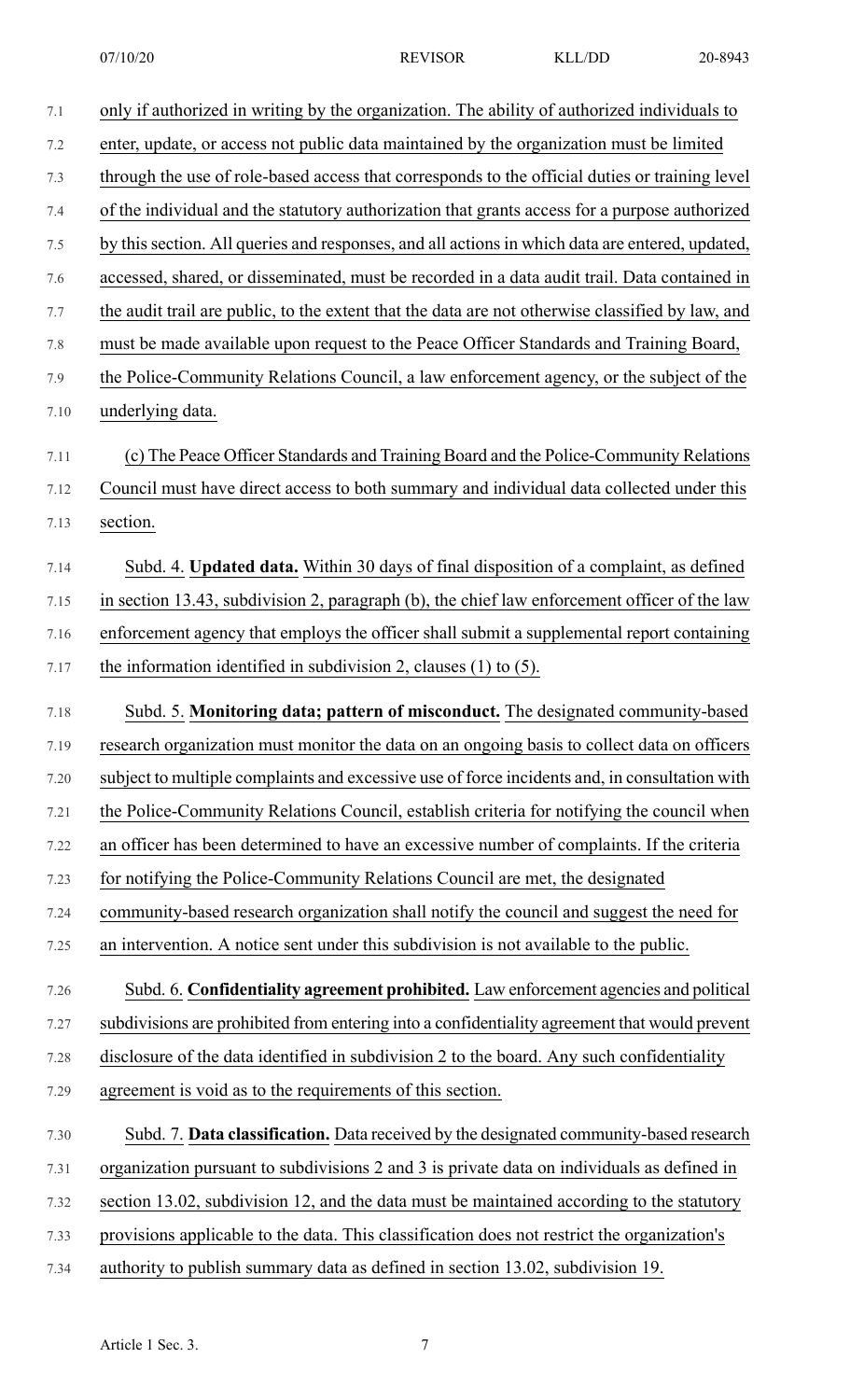only if authorized in writing by the organization. The ability of authorized individuals to enter, update, or access not public data maintained by the organization must be limited through the use of role-based access that corresponds to the official duties or training level of the individual and the statutory authorization that grants access for a purpose authorized by this section. All queries and responses, and all actions in which data are entered, updated, accessed, shared, or disseminated, must be recorded in a data audit trail. Data contained in the audit trail are public, to the extent that the data are not otherwise classified by law, and must be made available upon request to the Peace Officer Standards and Training Board, the Police-Community Relations Council, a law enforcement agency, or the subject of the underlying data.

(c) The Peace Officer Standards and Training Board and the Police-Community Relations Council must have direct access to both summary and individual data collected under this section.

Subd. 4. **Updated data.** Within 30 days of final disposition of a complaint, as defined in section 13.43, subdivision 2, paragraph (b), the chief law enforcement officer of the law enforcement agency that employs the officer shall submit a supplemental report containing the information identified in subdivision 2, clauses (1) to (5).

Subd. 5. **Monitoring data; pattern of misconduct.** The designated community-based research organization must monitor the data on an ongoing basis to collect data on officers subject to multiple complaints and excessive use of force incidents and, in consultation with the Police-Community Relations Council, establish criteria for notifying the council when an officer has been determined to have an excessive number of complaints. If the criteria for notifying the Police-Community Relations Council are met, the designated community-based research organization shall notify the council and suggest the need for an intervention. A notice sent under this subdivision is not available to the public.

Subd. 6. **Confidentiality agreement prohibited.** Law enforcement agencies and political subdivisions are prohibited from entering into a confidentiality agreement that would prevent disclosure of the data identified in subdivision 2 to the board. Any such confidentiality agreement is void as to the requirements of this section.

Subd. 7. **Data classification.** Data received by the designated community-based research organization pursuant to subdivisions 2 and 3 is private data on individuals as defined in section 13.02, subdivision 12, and the data must be maintained according to the statutory provisions applicable to the data. This classification does not restrict the organization's authority to publish summary data as defined in section 13.02, subdivision 19.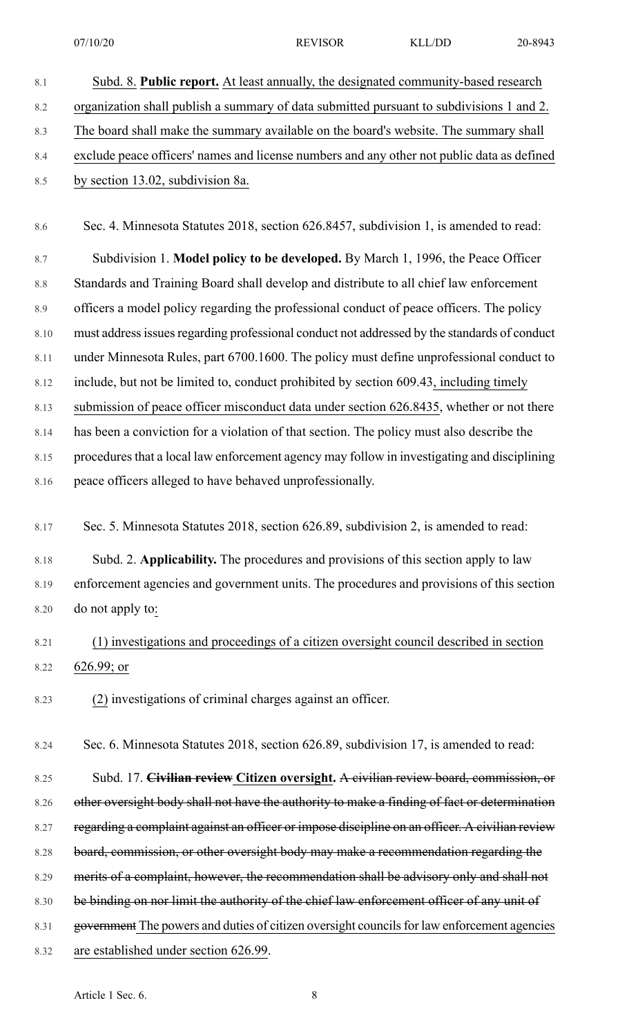Subd. 8. **Public report.** At least annually, the designated community-based research organization shall publish a summary of data submitted pursuant to subdivisions 1 and 2. The board shall make the summary available on the board's website. The summary shall exclude peace officers' names and license numbers and any other not public data as defined by section 13.02, subdivision 8a.

Sec. 4. Minnesota Statutes 2018, section 626.8457, subdivision 1, is amended to read:

Subdivision 1. **Model policy to be developed.** By March 1, 1996, the Peace Officer Standards and Training Board shall develop and distribute to all chief law enforcement officers a model policy regarding the professional conduct of peace officers. The policy must address issues regarding professional conduct not addressed by the standards of conduct under Minnesota Rules, part 6700.1600. The policy must define unprofessional conduct to include, but not be limited to, conduct prohibited by section 609.43, including timely submission of peace officer misconduct data under section 626.8435, whether or not there has been a conviction for a violation of that section. The policy must also describe the procedures that a local law enforcement agency may follow in investigating and disciplining peace officers alleged to have behaved unprofessionally.

Sec. 5. Minnesota Statutes 2018, section 626.89, subdivision 2, is amended to read:

Subd. 2. **Applicability.** The procedures and provisions of this section apply to law enforcement agencies and government units. The procedures and provisions of this section do not apply to:

(1) investigations and proceedings of a citizen oversight council described in section 626.99; or

(2) investigations of criminal charges against an officer.

Sec. 6. Minnesota Statutes 2018, section 626.89, subdivision 17, is amended to read:

Subd. 17. ~~**Civilian review**~~ **Citizen oversight.** ~~A civilian review board, commission, or other oversight body shall not have the authority to make a finding of fact or determination regarding a complaint against an officer or impose discipline on an officer. A civilian review board, commission, or other oversight body may make a recommendation regarding the merits of a complaint, however, the recommendation shall be advisory only and shall not be binding on nor limit the authority of the chief law enforcement officer of any unit of government~~ The powers and duties of citizen oversight councils for law enforcement agencies are established under section 626.99.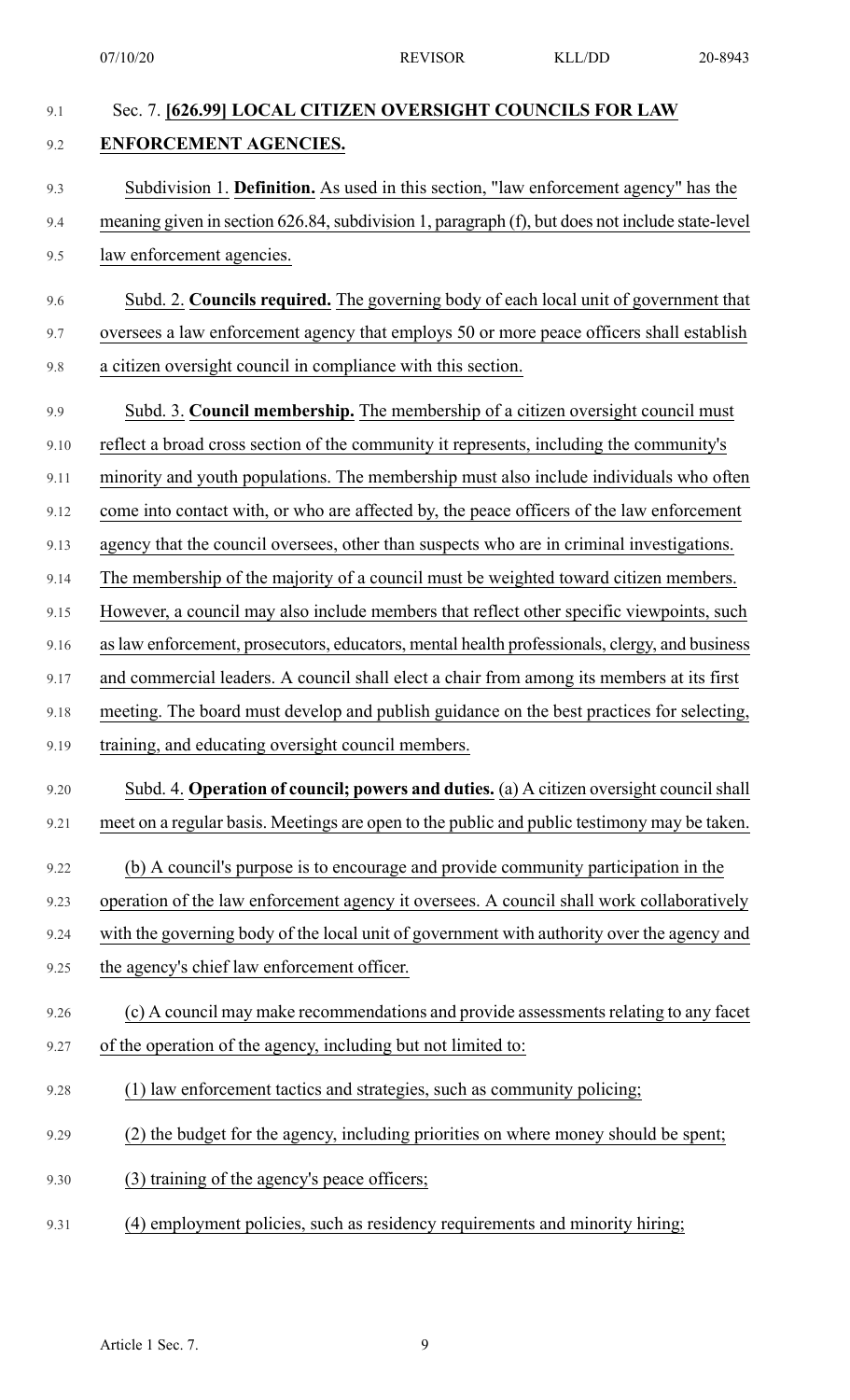Sec. 7. **[626.99] LOCAL CITIZEN OVERSIGHT COUNCILS FOR LAW ENFORCEMENT AGENCIES.**

Subdivision 1. **Definition.** As used in this section, "law enforcement agency" has the meaning given in section 626.84, subdivision 1, paragraph (f), but does not include state-level law enforcement agencies.

Subd. 2. **Councils required.** The governing body of each local unit of government that oversees a law enforcement agency that employs 50 or more peace officers shall establish a citizen oversight council in compliance with this section.

Subd. 3. **Council membership.** The membership of a citizen oversight council must reflect a broad cross section of the community it represents, including the community's minority and youth populations. The membership must also include individuals who often come into contact with, or who are affected by, the peace officers of the law enforcement agency that the council oversees, other than suspects who are in criminal investigations. The membership of the majority of a council must be weighted toward citizen members. However, a council may also include members that reflect other specific viewpoints, such as law enforcement, prosecutors, educators, mental health professionals, clergy, and business and commercial leaders. A council shall elect a chair from among its members at its first meeting. The board must develop and publish guidance on the best practices for selecting, training, and educating oversight council members.

Subd. 4. **Operation of council; powers and duties.** (a) A citizen oversight council shall meet on a regular basis. Meetings are open to the public and public testimony may be taken.

(b) A council's purpose is to encourage and provide community participation in the operation of the law enforcement agency it oversees. A council shall work collaboratively with the governing body of the local unit of government with authority over the agency and the agency's chief law enforcement officer.

(c) A council may make recommendations and provide assessments relating to any facet of the operation of the agency, including but not limited to:

(1) law enforcement tactics and strategies, such as community policing;

(2) the budget for the agency, including priorities on where money should be spent;

(3) training of the agency's peace officers;

(4) employment policies, such as residency requirements and minority hiring;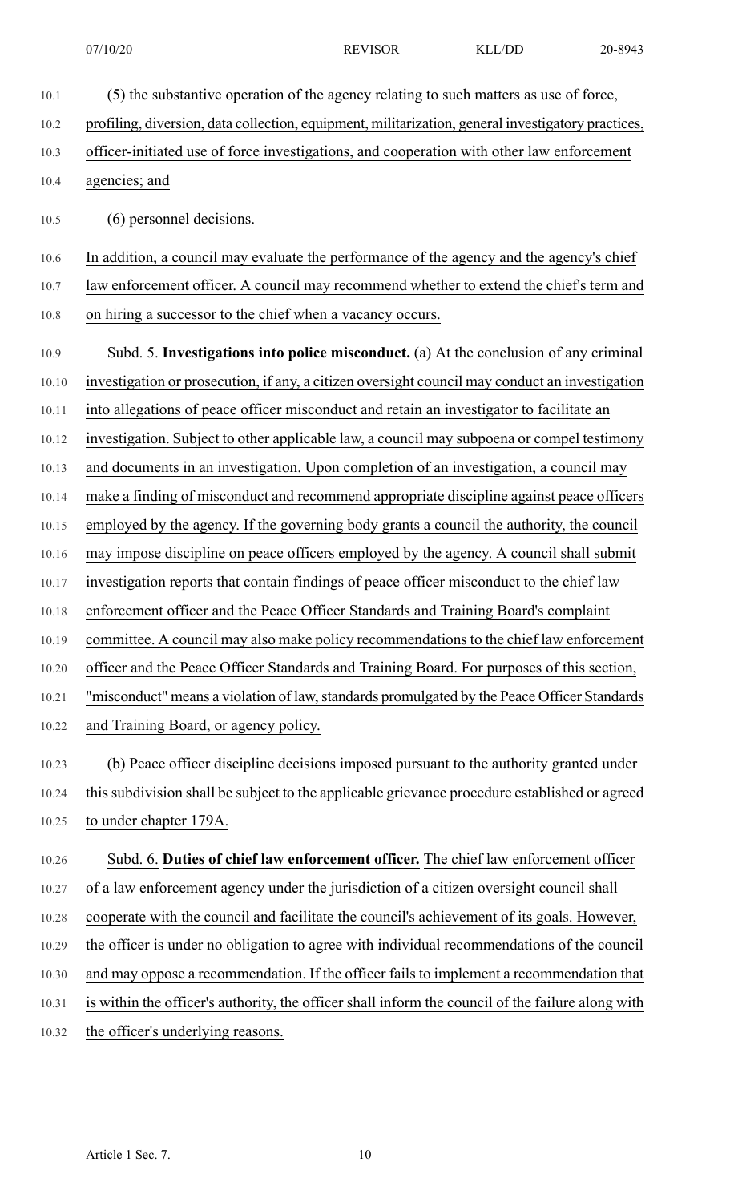(5) the substantive operation of the agency relating to such matters as use of force, profiling, diversion, data collection, equipment, militarization, general investigatory practices, officer-initiated use of force investigations, and cooperation with other law enforcement agencies; and

(6) personnel decisions.

In addition, a council may evaluate the performance of the agency and the agency's chief law enforcement officer. A council may recommend whether to extend the chief's term and on hiring a successor to the chief when a vacancy occurs.

Subd. 5. **Investigations into police misconduct.** (a) At the conclusion of any criminal investigation or prosecution, if any, a citizen oversight council may conduct an investigation into allegations of peace officer misconduct and retain an investigator to facilitate an investigation. Subject to other applicable law, a council may subpoena or compel testimony and documents in an investigation. Upon completion of an investigation, a council may make a finding of misconduct and recommend appropriate discipline against peace officers employed by the agency. If the governing body grants a council the authority, the council may impose discipline on peace officers employed by the agency. A council shall submit investigation reports that contain findings of peace officer misconduct to the chief law enforcement officer and the Peace Officer Standards and Training Board's complaint committee. A council may also make policy recommendations to the chief law enforcement officer and the Peace Officer Standards and Training Board. For purposes of this section, "misconduct" means a violation of law, standards promulgated by the Peace Officer Standards and Training Board, or agency policy.

(b) Peace officer discipline decisions imposed pursuant to the authority granted under this subdivision shall be subject to the applicable grievance procedure established or agreed to under chapter 179A.

Subd. 6. **Duties of chief law enforcement officer.** The chief law enforcement officer of a law enforcement agency under the jurisdiction of a citizen oversight council shall cooperate with the council and facilitate the council's achievement of its goals. However, the officer is under no obligation to agree with individual recommendations of the council and may oppose a recommendation. If the officer fails to implement a recommendation that is within the officer's authority, the officer shall inform the council of the failure along with the officer's underlying reasons.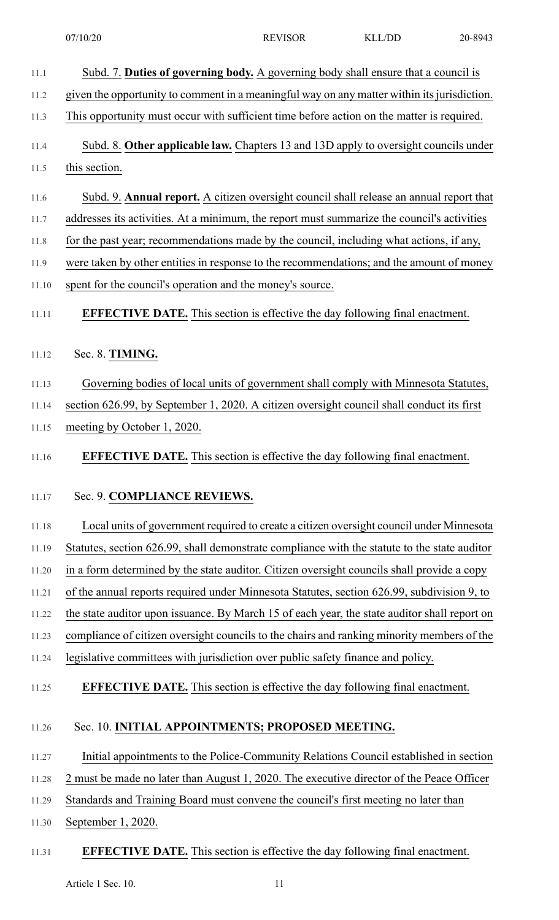Subd. 7. **Duties of governing body.** A governing body shall ensure that a council is given the opportunity to comment in a meaningful way on any matter within its jurisdiction. This opportunity must occur with sufficient time before action on the matter is required.

Subd. 8. **Other applicable law.** Chapters 13 and 13D apply to oversight councils under this section.

Subd. 9. **Annual report.** A citizen oversight council shall release an annual report that addresses its activities. At a minimum, the report must summarize the council's activities for the past year; recommendations made by the council, including what actions, if any, were taken by other entities in response to the recommendations; and the amount of money spent for the council's operation and the money's source.

**EFFECTIVE DATE.** This section is effective the day following final enactment.

Sec. 8. **TIMING.**

Governing bodies of local units of government shall comply with Minnesota Statutes, section 626.99, by September 1, 2020. A citizen oversight council shall conduct its first meeting by October 1, 2020.

**EFFECTIVE DATE.** This section is effective the day following final enactment.

Sec. 9. **COMPLIANCE REVIEWS.**

Local units of government required to create a citizen oversight council under Minnesota Statutes, section 626.99, shall demonstrate compliance with the statute to the state auditor in a form determined by the state auditor. Citizen oversight councils shall provide a copy of the annual reports required under Minnesota Statutes, section 626.99, subdivision 9, to the state auditor upon issuance. By March 15 of each year, the state auditor shall report on compliance of citizen oversight councils to the chairs and ranking minority members of the legislative committees with jurisdiction over public safety finance and policy.

**EFFECTIVE DATE.** This section is effective the day following final enactment.

Sec. 10. **INITIAL APPOINTMENTS; PROPOSED MEETING.**

Initial appointments to the Police-Community Relations Council established in section 2 must be made no later than August 1, 2020. The executive director of the Peace Officer Standards and Training Board must convene the council's first meeting no later than September 1, 2020.

**EFFECTIVE DATE.** This section is effective the day following final enactment.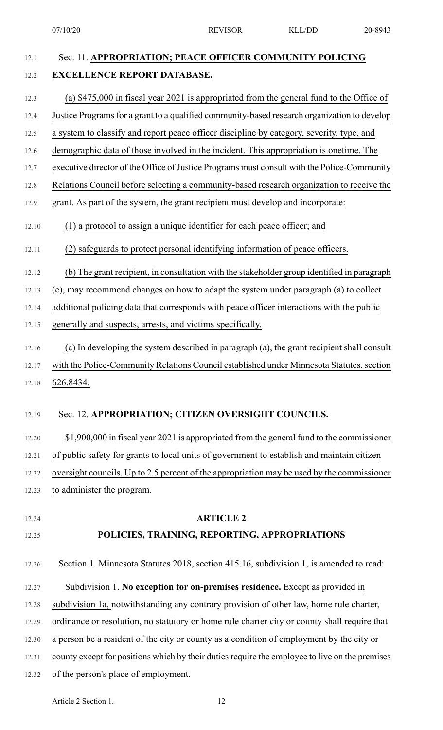Sec. 11. **APPROPRIATION; PEACE OFFICER COMMUNITY POLICING EXCELLENCE REPORT DATABASE.**

(a) $475,000 in fiscal year 2021 is appropriated from the general fund to the Office of Justice Programs for a grant to a qualified community-based research organization to develop a system to classify and report peace officer discipline by category, severity, type, and demographic data of those involved in the incident. This appropriation is onetime. The executive director of the Office of Justice Programs must consult with the Police-Community Relations Council before selecting a community-based research organization to receive the grant. As part of the system, the grant recipient must develop and incorporate:

(1) a protocol to assign a unique identifier for each peace officer; and

(2) safeguards to protect personal identifying information of peace officers.

(b) The grant recipient, in consultation with the stakeholder group identified in paragraph (c), may recommend changes on how to adapt the system under paragraph (a) to collect additional policing data that corresponds with peace officer interactions with the public generally and suspects, arrests, and victims specifically.

(c) In developing the system described in paragraph (a), the grant recipient shall consult with the Police-Community Relations Council established under Minnesota Statutes, section 626.8434.

Sec. 12. **APPROPRIATION; CITIZEN OVERSIGHT COUNCILS.**

$1,900,000 in fiscal year 2021 is appropriated from the general fund to the commissioner of public safety for grants to local units of government to establish and maintain citizen oversight councils. Up to 2.5 percent of the appropriation may be used by the commissioner to administer the program.

## ARTICLE 2
## POLICIES, TRAINING, REPORTING, APPROPRIATIONS

Section 1. Minnesota Statutes 2018, section 415.16, subdivision 1, is amended to read:

Subdivision 1. **No exception for on-premises residence.** Except as provided in subdivision 1a, notwithstanding any contrary provision of other law, home rule charter, ordinance or resolution, no statutory or home rule charter city or county shall require that a person be a resident of the city or county as a condition of employment by the city or county except for positions which by their duties require the employee to live on the premises of the person's place of employment.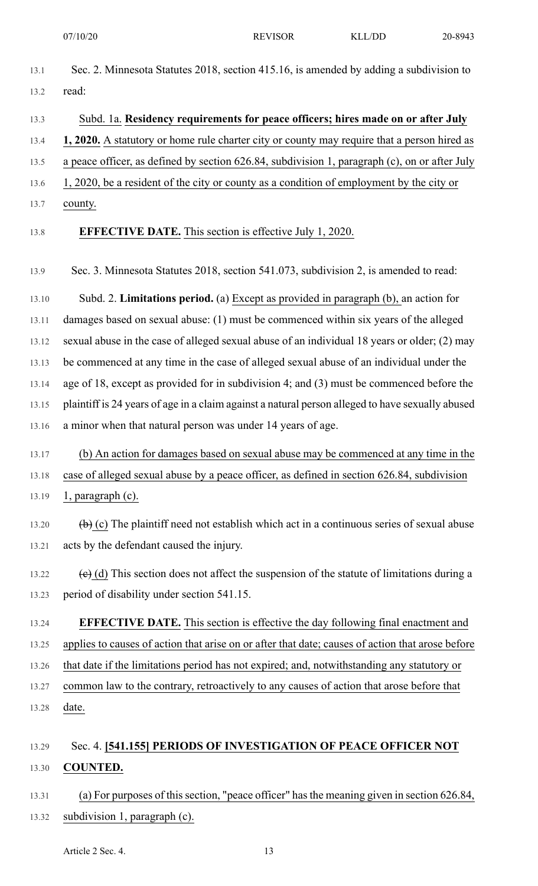Sec. 2. Minnesota Statutes 2018, section 415.16, is amended by adding a subdivision to read:

Subd. 1a. **Residency requirements for peace officers; hires made on or after July 1, 2020.** A statutory or home rule charter city or county may require that a person hired as a peace officer, as defined by section 626.84, subdivision 1, paragraph (c), on or after July 1, 2020, be a resident of the city or county as a condition of employment by the city or county.

**EFFECTIVE DATE.** This section is effective July 1, 2020.

Sec. 3. Minnesota Statutes 2018, section 541.073, subdivision 2, is amended to read:

Subd. 2. **Limitations period.** (a) Except as provided in paragraph (b), an action for damages based on sexual abuse: (1) must be commenced within six years of the alleged sexual abuse in the case of alleged sexual abuse of an individual 18 years or older; (2) may be commenced at any time in the case of alleged sexual abuse of an individual under the age of 18, except as provided for in subdivision 4; and (3) must be commenced before the plaintiff is 24 years of age in a claim against a natural person alleged to have sexually abused a minor when that natural person was under 14 years of age.

(b) An action for damages based on sexual abuse may be commenced at any time in the case of alleged sexual abuse by a peace officer, as defined in section 626.84, subdivision 1, paragraph (c).

~~(b)~~ (c) The plaintiff need not establish which act in a continuous series of sexual abuse acts by the defendant caused the injury.

~~(c)~~ (d) This section does not affect the suspension of the statute of limitations during a period of disability under section 541.15.

**EFFECTIVE DATE.** This section is effective the day following final enactment and applies to causes of action that arise on or after that date; causes of action that arose before that date if the limitations period has not expired; and, notwithstanding any statutory or common law to the contrary, retroactively to any causes of action that arose before that date.

Sec. 4. **[541.155] PERIODS OF INVESTIGATION OF PEACE OFFICER NOT COUNTED.**

(a) For purposes of this section, "peace officer" has the meaning given in section 626.84, subdivision 1, paragraph (c).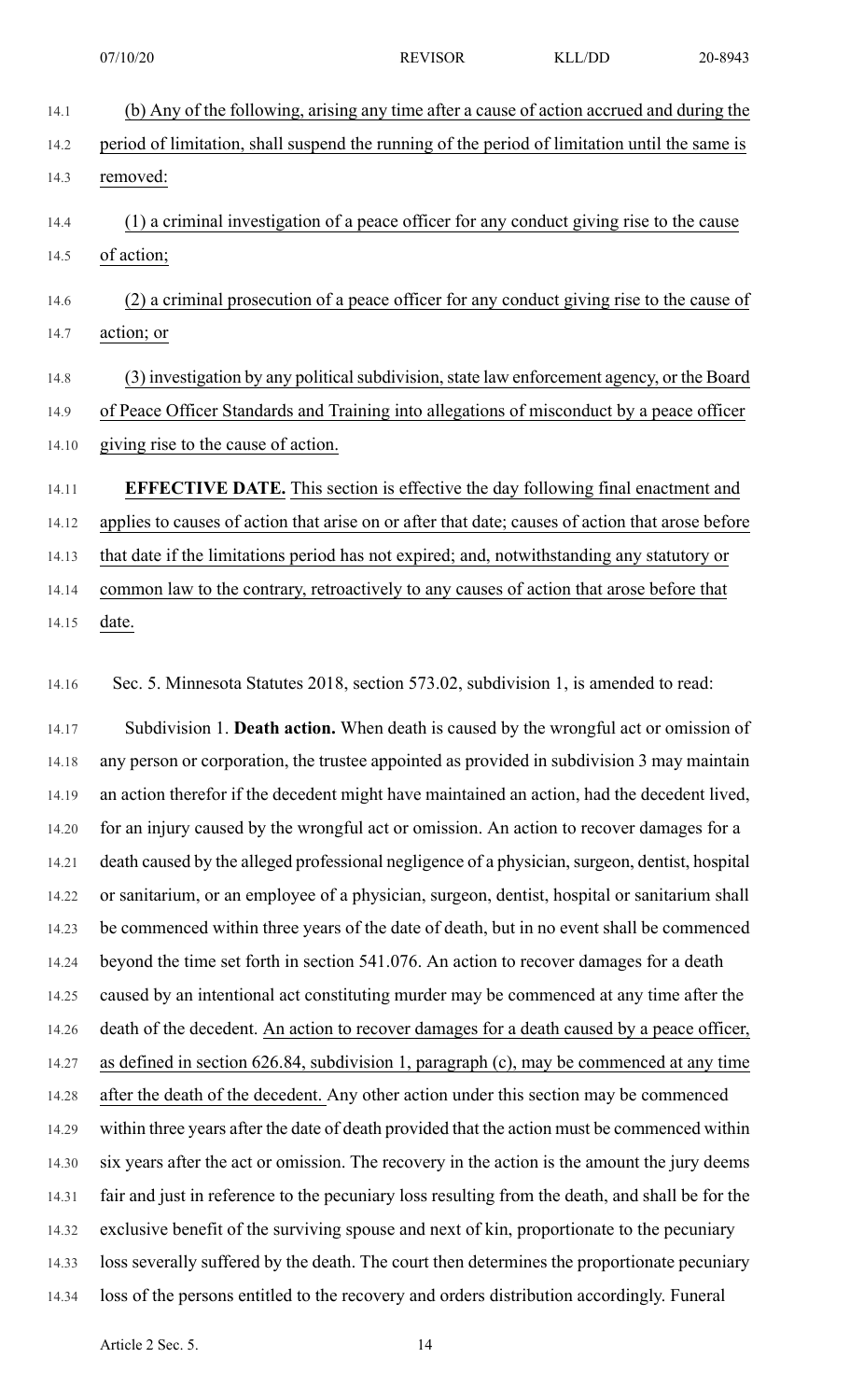(b) Any of the following, arising any time after a cause of action accrued and during the period of limitation, shall suspend the running of the period of limitation until the same is removed:

(1) a criminal investigation of a peace officer for any conduct giving rise to the cause of action;

(2) a criminal prosecution of a peace officer for any conduct giving rise to the cause of action; or

(3) investigation by any political subdivision, state law enforcement agency, or the Board of Peace Officer Standards and Training into allegations of misconduct by a peace officer giving rise to the cause of action.

**EFFECTIVE DATE.** This section is effective the day following final enactment and applies to causes of action that arise on or after that date; causes of action that arose before that date if the limitations period has not expired; and, notwithstanding any statutory or common law to the contrary, retroactively to any causes of action that arose before that date.

Sec. 5. Minnesota Statutes 2018, section 573.02, subdivision 1, is amended to read:

Subdivision 1. **Death action.** When death is caused by the wrongful act or omission of any person or corporation, the trustee appointed as provided in subdivision 3 may maintain an action therefor if the decedent might have maintained an action, had the decedent lived, for an injury caused by the wrongful act or omission. An action to recover damages for a death caused by the alleged professional negligence of a physician, surgeon, dentist, hospital or sanitarium, or an employee of a physician, surgeon, dentist, hospital or sanitarium shall be commenced within three years of the date of death, but in no event shall be commenced beyond the time set forth in section 541.076. An action to recover damages for a death caused by an intentional act constituting murder may be commenced at any time after the death of the decedent. An action to recover damages for a death caused by a peace officer, as defined in section 626.84, subdivision 1, paragraph (c), may be commenced at any time after the death of the decedent. Any other action under this section may be commenced within three years after the date of death provided that the action must be commenced within six years after the act or omission. The recovery in the action is the amount the jury deems fair and just in reference to the pecuniary loss resulting from the death, and shall be for the exclusive benefit of the surviving spouse and next of kin, proportionate to the pecuniary loss severally suffered by the death. The court then determines the proportionate pecuniary loss of the persons entitled to the recovery and orders distribution accordingly. Funeral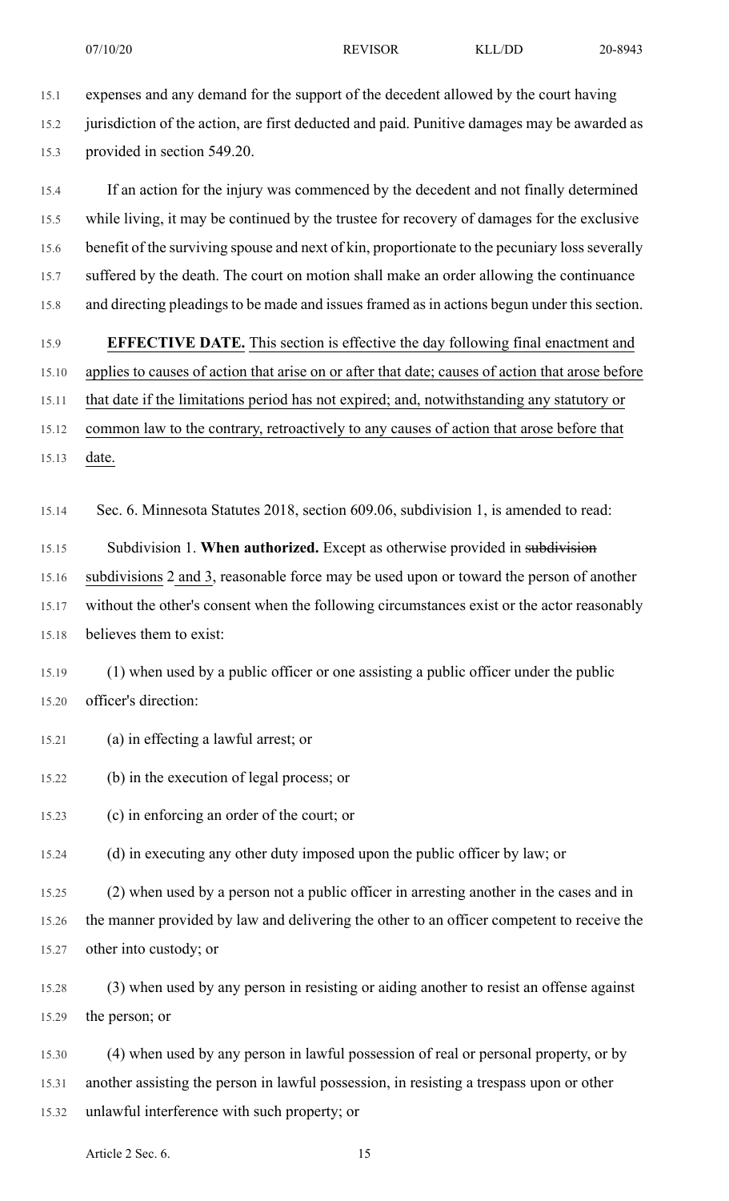expenses and any demand for the support of the decedent allowed by the court having jurisdiction of the action, are first deducted and paid. Punitive damages may be awarded as provided in section 549.20.

If an action for the injury was commenced by the decedent and not finally determined while living, it may be continued by the trustee for recovery of damages for the exclusive benefit of the surviving spouse and next of kin, proportionate to the pecuniary loss severally suffered by the death. The court on motion shall make an order allowing the continuance and directing pleadings to be made and issues framed as in actions begun under this section.

**EFFECTIVE DATE.** This section is effective the day following final enactment and applies to causes of action that arise on or after that date; causes of action that arose before that date if the limitations period has not expired; and, notwithstanding any statutory or common law to the contrary, retroactively to any causes of action that arose before that date.

Sec. 6. Minnesota Statutes 2018, section 609.06, subdivision 1, is amended to read:

Subdivision 1. **When authorized.** Except as otherwise provided in ~~subdivision~~ subdivisions 2 and 3, reasonable force may be used upon or toward the person of another without the other's consent when the following circumstances exist or the actor reasonably believes them to exist:

(1) when used by a public officer or one assisting a public officer under the public officer's direction:

(a) in effecting a lawful arrest; or

(b) in the execution of legal process; or

(c) in enforcing an order of the court; or

(d) in executing any other duty imposed upon the public officer by law; or

(2) when used by a person not a public officer in arresting another in the cases and in the manner provided by law and delivering the other to an officer competent to receive the other into custody; or

(3) when used by any person in resisting or aiding another to resist an offense against the person; or

(4) when used by any person in lawful possession of real or personal property, or by another assisting the person in lawful possession, in resisting a trespass upon or other unlawful interference with such property; or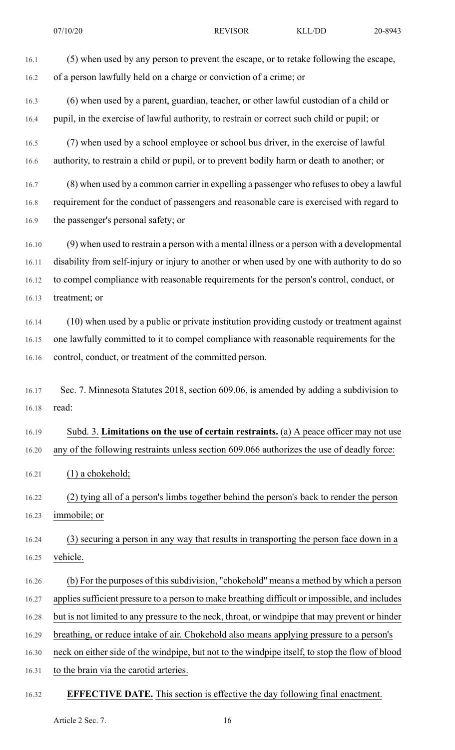(5) when used by any person to prevent the escape, or to retake following the escape, of a person lawfully held on a charge or conviction of a crime; or

(6) when used by a parent, guardian, teacher, or other lawful custodian of a child or pupil, in the exercise of lawful authority, to restrain or correct such child or pupil; or

(7) when used by a school employee or school bus driver, in the exercise of lawful authority, to restrain a child or pupil, or to prevent bodily harm or death to another; or

(8) when used by a common carrier in expelling a passenger who refuses to obey a lawful requirement for the conduct of passengers and reasonable care is exercised with regard to the passenger's personal safety; or

(9) when used to restrain a person with a mental illness or a person with a developmental disability from self-injury or injury to another or when used by one with authority to do so to compel compliance with reasonable requirements for the person's control, conduct, or treatment; or

(10) when used by a public or private institution providing custody or treatment against one lawfully committed to it to compel compliance with reasonable requirements for the control, conduct, or treatment of the committed person.

Sec. 7. Minnesota Statutes 2018, section 609.06, is amended by adding a subdivision to read:

Subd. 3. **Limitations on the use of certain restraints.** (a) A peace officer may not use any of the following restraints unless section 609.066 authorizes the use of deadly force:

(1) a chokehold;

(2) tying all of a person's limbs together behind the person's back to render the person immobile; or

(3) securing a person in any way that results in transporting the person face down in a vehicle.

(b) For the purposes of this subdivision, "chokehold" means a method by which a person applies sufficient pressure to a person to make breathing difficult or impossible, and includes but is not limited to any pressure to the neck, throat, or windpipe that may prevent or hinder breathing, or reduce intake of air. Chokehold also means applying pressure to a person's neck on either side of the windpipe, but not to the windpipe itself, to stop the flow of blood to the brain via the carotid arteries.

**EFFECTIVE DATE.** This section is effective the day following final enactment.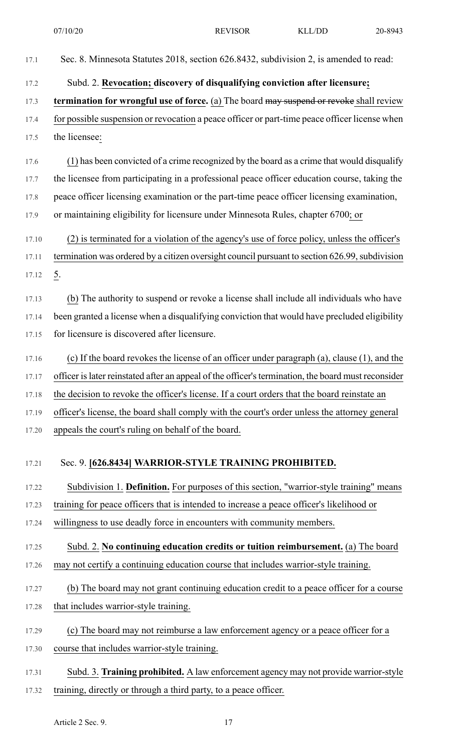Sec. 8. Minnesota Statutes 2018, section 626.8432, subdivision 2, is amended to read:

Subd. 2. **Revocation; discovery of disqualifying conviction after licensure; termination for wrongful use of force.** (a) The board ~~may suspend or revoke~~ shall review for possible suspension or revocation a peace officer or part-time peace officer license when the licensee:

(1) has been convicted of a crime recognized by the board as a crime that would disqualify the licensee from participating in a professional peace officer education course, taking the peace officer licensing examination or the part-time peace officer licensing examination, or maintaining eligibility for licensure under Minnesota Rules, chapter 6700; or

(2) is terminated for a violation of the agency's use of force policy, unless the officer's termination was ordered by a citizen oversight council pursuant to section 626.99, subdivision 5.

(b) The authority to suspend or revoke a license shall include all individuals who have been granted a license when a disqualifying conviction that would have precluded eligibility for licensure is discovered after licensure.

(c) If the board revokes the license of an officer under paragraph (a), clause (1), and the officer is later reinstated after an appeal of the officer's termination, the board must reconsider the decision to revoke the officer's license. If a court orders that the board reinstate an officer's license, the board shall comply with the court's order unless the attorney general appeals the court's ruling on behalf of the board.

Sec. 9. **[626.8434] WARRIOR-STYLE TRAINING PROHIBITED.**

Subdivision 1. **Definition.** For purposes of this section, "warrior-style training" means training for peace officers that is intended to increase a peace officer's likelihood or willingness to use deadly force in encounters with community members.

Subd. 2. **No continuing education credits or tuition reimbursement.** (a) The board may not certify a continuing education course that includes warrior-style training.

(b) The board may not grant continuing education credit to a peace officer for a course that includes warrior-style training.

(c) The board may not reimburse a law enforcement agency or a peace officer for a course that includes warrior-style training.

Subd. 3. **Training prohibited.** A law enforcement agency may not provide warrior-style training, directly or through a third party, to a peace officer.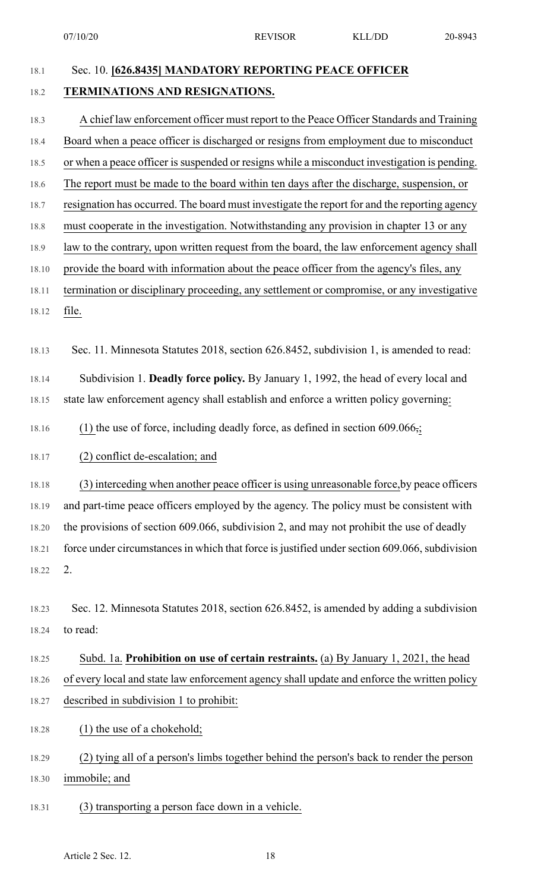Sec. 10. **[626.8435] MANDATORY REPORTING PEACE OFFICER TERMINATIONS AND RESIGNATIONS.**

A chief law enforcement officer must report to the Peace Officer Standards and Training Board when a peace officer is discharged or resigns from employment due to misconduct or when a peace officer is suspended or resigns while a misconduct investigation is pending. The report must be made to the board within ten days after the discharge, suspension, or resignation has occurred. The board must investigate the report for and the reporting agency must cooperate in the investigation. Notwithstanding any provision in chapter 13 or any law to the contrary, upon written request from the board, the law enforcement agency shall provide the board with information about the peace officer from the agency's files, any termination or disciplinary proceeding, any settlement or compromise, or any investigative file.

Sec. 11. Minnesota Statutes 2018, section 626.8452, subdivision 1, is amended to read:

Subdivision 1. **Deadly force policy.** By January 1, 1992, the head of every local and state law enforcement agency shall establish and enforce a written policy governing:

(1) the use of force, including deadly force, as defined in section 609.066,;

(2) conflict de-escalation; and

(3) interceding when another peace officer is using unreasonable force,by peace officers and part-time peace officers employed by the agency. The policy must be consistent with the provisions of section 609.066, subdivision 2, and may not prohibit the use of deadly force under circumstances in which that force is justified under section 609.066, subdivision 2.

Sec. 12. Minnesota Statutes 2018, section 626.8452, is amended by adding a subdivision to read:

Subd. 1a. **Prohibition on use of certain restraints.** (a) By January 1, 2021, the head of every local and state law enforcement agency shall update and enforce the written policy described in subdivision 1 to prohibit:

(1) the use of a chokehold;

(2) tying all of a person's limbs together behind the person's back to render the person immobile; and

(3) transporting a person face down in a vehicle.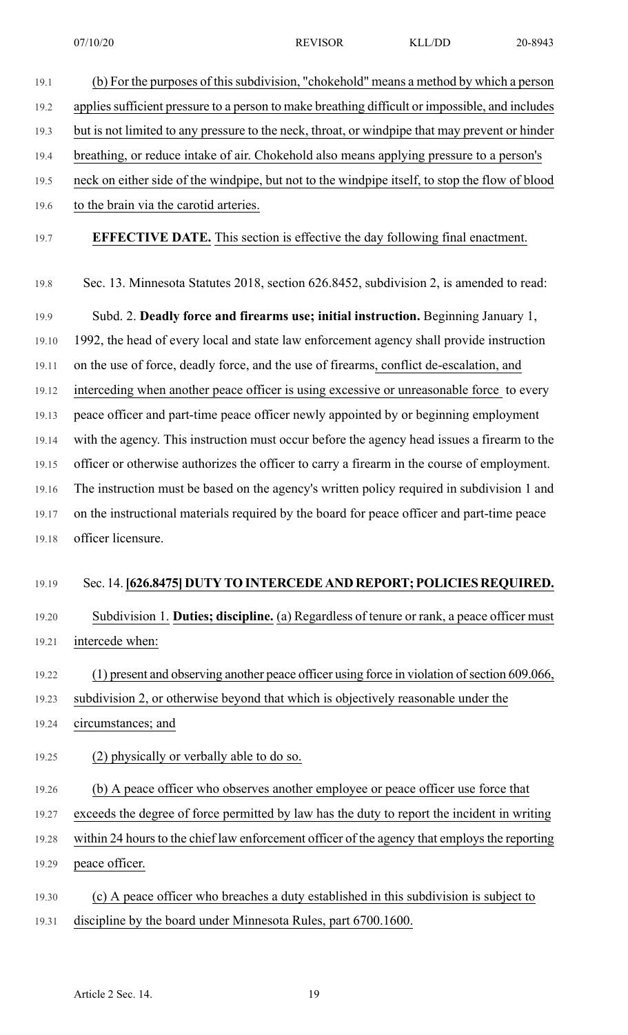(b) For the purposes of this subdivision, "chokehold" means a method by which a person applies sufficient pressure to a person to make breathing difficult or impossible, and includes but is not limited to any pressure to the neck, throat, or windpipe that may prevent or hinder breathing, or reduce intake of air. Chokehold also means applying pressure to a person's neck on either side of the windpipe, but not to the windpipe itself, to stop the flow of blood to the brain via the carotid arteries.

**EFFECTIVE DATE.** This section is effective the day following final enactment.

Sec. 13. Minnesota Statutes 2018, section 626.8452, subdivision 2, is amended to read:

Subd. 2. **Deadly force and firearms use; initial instruction.** Beginning January 1, 1992, the head of every local and state law enforcement agency shall provide instruction on the use of force, deadly force, and the use of firearms, conflict de-escalation, and interceding when another peace officer is using excessive or unreasonable force to every peace officer and part-time peace officer newly appointed by or beginning employment with the agency. This instruction must occur before the agency head issues a firearm to the officer or otherwise authorizes the officer to carry a firearm in the course of employment. The instruction must be based on the agency's written policy required in subdivision 1 and on the instructional materials required by the board for peace officer and part-time peace officer licensure.

Sec. 14. **[626.8475] DUTY TO INTERCEDE AND REPORT; POLICIES REQUIRED.**

Subdivision 1. **Duties; discipline.** (a) Regardless of tenure or rank, a peace officer must intercede when:

(1) present and observing another peace officer using force in violation of section 609.066, subdivision 2, or otherwise beyond that which is objectively reasonable under the circumstances; and

(2) physically or verbally able to do so.

(b) A peace officer who observes another employee or peace officer use force that exceeds the degree of force permitted by law has the duty to report the incident in writing within 24 hours to the chief law enforcement officer of the agency that employs the reporting peace officer.

(c) A peace officer who breaches a duty established in this subdivision is subject to discipline by the board under Minnesota Rules, part 6700.1600.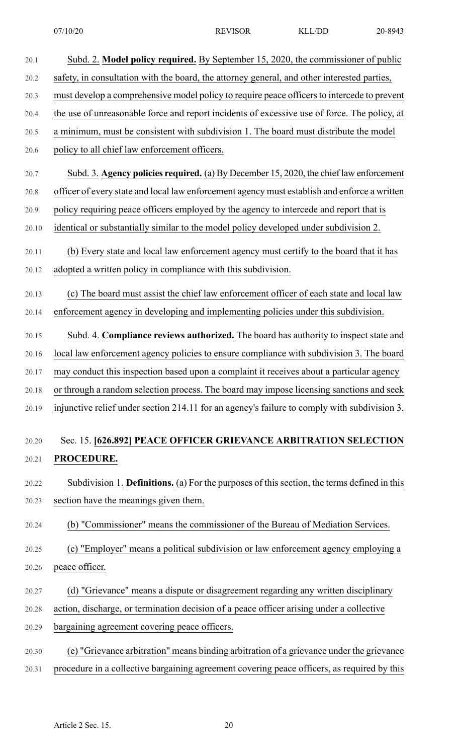Subd. 2. **Model policy required.** By September 15, 2020, the commissioner of public safety, in consultation with the board, the attorney general, and other interested parties, must develop a comprehensive model policy to require peace officers to intercede to prevent the use of unreasonable force and report incidents of excessive use of force. The policy, at a minimum, must be consistent with subdivision 1. The board must distribute the model policy to all chief law enforcement officers.

Subd. 3. **Agency policies required.** (a) By December 15, 2020, the chief law enforcement officer of every state and local law enforcement agency must establish and enforce a written policy requiring peace officers employed by the agency to intercede and report that is identical or substantially similar to the model policy developed under subdivision 2.

(b) Every state and local law enforcement agency must certify to the board that it has adopted a written policy in compliance with this subdivision.

(c) The board must assist the chief law enforcement officer of each state and local law enforcement agency in developing and implementing policies under this subdivision.

Subd. 4. **Compliance reviews authorized.** The board has authority to inspect state and local law enforcement agency policies to ensure compliance with subdivision 3. The board may conduct this inspection based upon a complaint it receives about a particular agency or through a random selection process. The board may impose licensing sanctions and seek injunctive relief under section 214.11 for an agency's failure to comply with subdivision 3.

## Sec. 15. [626.892] PEACE OFFICER GRIEVANCE ARBITRATION SELECTION PROCEDURE.

Subdivision 1. **Definitions.** (a) For the purposes of this section, the terms defined in this section have the meanings given them.

(b) "Commissioner" means the commissioner of the Bureau of Mediation Services.

(c) "Employer" means a political subdivision or law enforcement agency employing a peace officer.

(d) "Grievance" means a dispute or disagreement regarding any written disciplinary action, discharge, or termination decision of a peace officer arising under a collective bargaining agreement covering peace officers.

(e) "Grievance arbitration" means binding arbitration of a grievance under the grievance procedure in a collective bargaining agreement covering peace officers, as required by this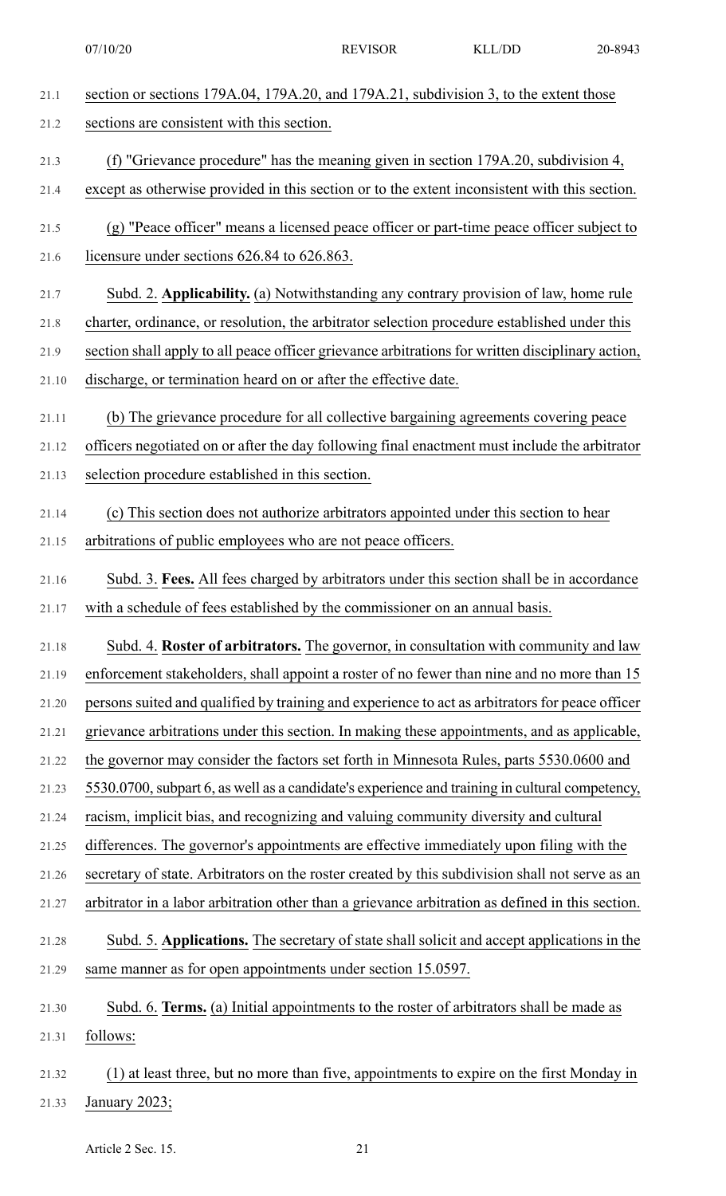section or sections 179A.04, 179A.20, and 179A.21, subdivision 3, to the extent those sections are consistent with this section.

(f) "Grievance procedure" has the meaning given in section 179A.20, subdivision 4, except as otherwise provided in this section or to the extent inconsistent with this section.

(g) "Peace officer" means a licensed peace officer or part-time peace officer subject to licensure under sections 626.84 to 626.863.

Subd. 2. **Applicability.** (a) Notwithstanding any contrary provision of law, home rule charter, ordinance, or resolution, the arbitrator selection procedure established under this section shall apply to all peace officer grievance arbitrations for written disciplinary action, discharge, or termination heard on or after the effective date.

(b) The grievance procedure for all collective bargaining agreements covering peace officers negotiated on or after the day following final enactment must include the arbitrator selection procedure established in this section.

(c) This section does not authorize arbitrators appointed under this section to hear arbitrations of public employees who are not peace officers.

Subd. 3. **Fees.** All fees charged by arbitrators under this section shall be in accordance with a schedule of fees established by the commissioner on an annual basis.

Subd. 4. **Roster of arbitrators.** The governor, in consultation with community and law enforcement stakeholders, shall appoint a roster of no fewer than nine and no more than 15 persons suited and qualified by training and experience to act as arbitrators for peace officer grievance arbitrations under this section. In making these appointments, and as applicable, the governor may consider the factors set forth in Minnesota Rules, parts 5530.0600 and 5530.0700, subpart 6, as well as a candidate's experience and training in cultural competency, racism, implicit bias, and recognizing and valuing community diversity and cultural differences. The governor's appointments are effective immediately upon filing with the secretary of state. Arbitrators on the roster created by this subdivision shall not serve as an arbitrator in a labor arbitration other than a grievance arbitration as defined in this section.

Subd. 5. **Applications.** The secretary of state shall solicit and accept applications in the same manner as for open appointments under section 15.0597.

Subd. 6. **Terms.** (a) Initial appointments to the roster of arbitrators shall be made as follows:

(1) at least three, but no more than five, appointments to expire on the first Monday in January 2023;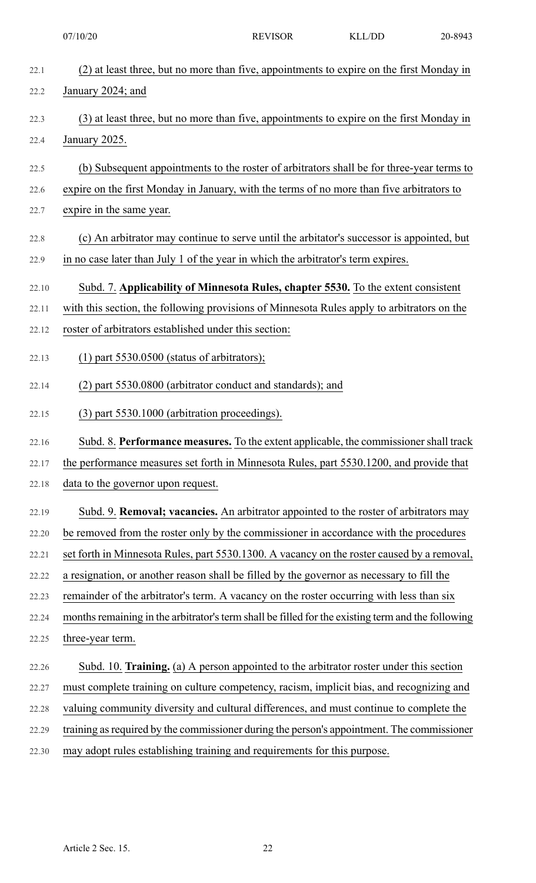(2) at least three, but no more than five, appointments to expire on the first Monday in January 2024; and

(3) at least three, but no more than five, appointments to expire on the first Monday in January 2025.

(b) Subsequent appointments to the roster of arbitrators shall be for three-year terms to expire on the first Monday in January, with the terms of no more than five arbitrators to expire in the same year.

(c) An arbitrator may continue to serve until the arbitrator's successor is appointed, but in no case later than July 1 of the year in which the arbitrator's term expires.

Subd. 7. **Applicability of Minnesota Rules, chapter 5530.** To the extent consistent with this section, the following provisions of Minnesota Rules apply to arbitrators on the roster of arbitrators established under this section:

(1) part 5530.0500 (status of arbitrators);

(2) part 5530.0800 (arbitrator conduct and standards); and

(3) part 5530.1000 (arbitration proceedings).

Subd. 8. **Performance measures.** To the extent applicable, the commissioner shall track the performance measures set forth in Minnesota Rules, part 5530.1200, and provide that data to the governor upon request.

Subd. 9. **Removal; vacancies.** An arbitrator appointed to the roster of arbitrators may be removed from the roster only by the commissioner in accordance with the procedures set forth in Minnesota Rules, part 5530.1300. A vacancy on the roster caused by a removal, a resignation, or another reason shall be filled by the governor as necessary to fill the remainder of the arbitrator's term. A vacancy on the roster occurring with less than six months remaining in the arbitrator's term shall be filled for the existing term and the following three-year term.

Subd. 10. **Training.** (a) A person appointed to the arbitrator roster under this section must complete training on culture competency, racism, implicit bias, and recognizing and valuing community diversity and cultural differences, and must continue to complete the training as required by the commissioner during the person's appointment. The commissioner may adopt rules establishing training and requirements for this purpose.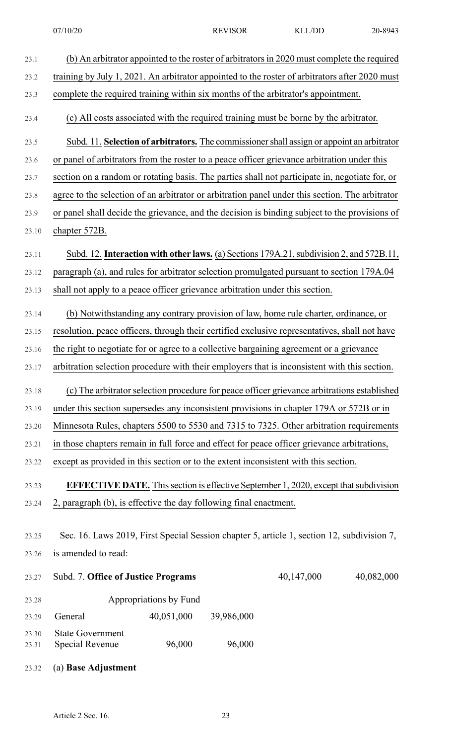(b) An arbitrator appointed to the roster of arbitrators in 2020 must complete the required training by July 1, 2021. An arbitrator appointed to the roster of arbitrators after 2020 must complete the required training within six months of the arbitrator's appointment.

(c) All costs associated with the required training must be borne by the arbitrator.

Subd. 11. **Selection of arbitrators.** The commissioner shall assign or appoint an arbitrator or panel of arbitrators from the roster to a peace officer grievance arbitration under this section on a random or rotating basis. The parties shall not participate in, negotiate for, or agree to the selection of an arbitrator or arbitration panel under this section. The arbitrator or panel shall decide the grievance, and the decision is binding subject to the provisions of chapter 572B.

Subd. 12. **Interaction with other laws.** (a) Sections 179A.21, subdivision 2, and 572B.11, paragraph (a), and rules for arbitrator selection promulgated pursuant to section 179A.04 shall not apply to a peace officer grievance arbitration under this section.

(b) Notwithstanding any contrary provision of law, home rule charter, ordinance, or resolution, peace officers, through their certified exclusive representatives, shall not have the right to negotiate for or agree to a collective bargaining agreement or a grievance arbitration selection procedure with their employers that is inconsistent with this section.

(c) The arbitrator selection procedure for peace officer grievance arbitrations established under this section supersedes any inconsistent provisions in chapter 179A or 572B or in Minnesota Rules, chapters 5500 to 5530 and 7315 to 7325. Other arbitration requirements in those chapters remain in full force and effect for peace officer grievance arbitrations, except as provided in this section or to the extent inconsistent with this section.

**EFFECTIVE DATE.** This section is effective September 1, 2020, except that subdivision 2, paragraph (b), is effective the day following final enactment.

Sec. 16. Laws 2019, First Special Session chapter 5, article 1, section 12, subdivision 7, is amended to read:

| Subd. 7. **Office of Justice Programs** | | | 40,147,000 | 40,082,000 |
|---|---|---|---|---|
| | Appropriations by Fund | | | |
| General | 40,051,000 | 39,986,000 | | |
| State Government Special Revenue | 96,000 | 96,000 | | |

(a) **Base Adjustment**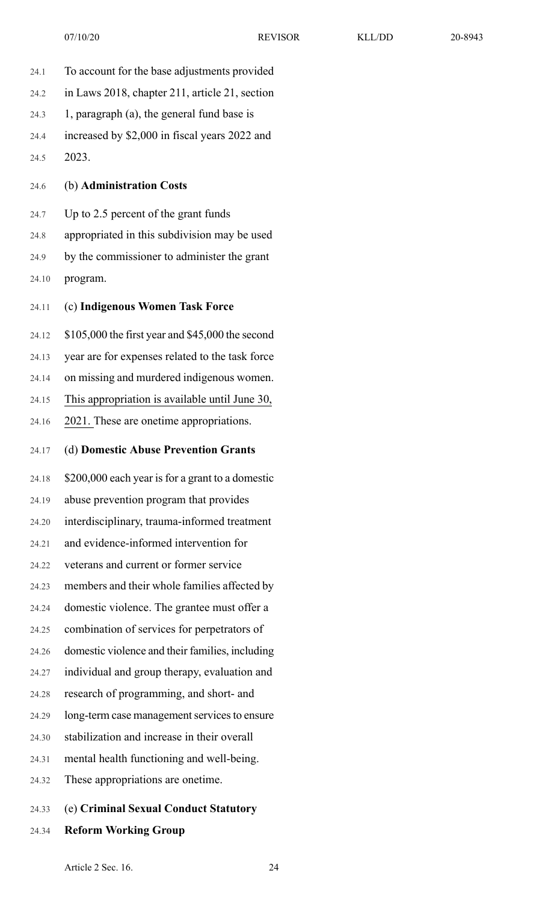To account for the base adjustments provided in Laws 2018, chapter 211, article 21, section 1, paragraph (a), the general fund base is increased by $2,000 in fiscal years 2022 and 2023.

(b) **Administration Costs**

Up to 2.5 percent of the grant funds appropriated in this subdivision may be used by the commissioner to administer the grant program.

(c) **Indigenous Women Task Force**

$105,000 the first year and $45,000 the second year are for expenses related to the task force on missing and murdered indigenous women. This appropriation is available until June 30, 2021. These are onetime appropriations.

(d) **Domestic Abuse Prevention Grants**

$200,000 each year is for a grant to a domestic abuse prevention program that provides interdisciplinary, trauma-informed treatment and evidence-informed intervention for veterans and current or former service members and their whole families affected by domestic violence. The grantee must offer a combination of services for perpetrators of domestic violence and their families, including individual and group therapy, evaluation and research of programming, and short- and long-term case management services to ensure stabilization and increase in their overall mental health functioning and well-being. These appropriations are onetime.

(e) **Criminal Sexual Conduct Statutory Reform Working Group**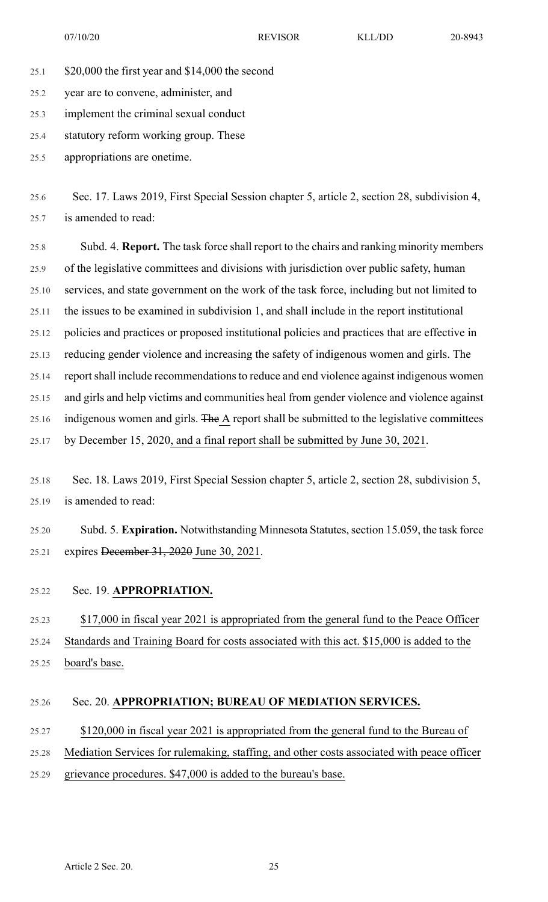$20,000 the first year and $14,000 the second year are to convene, administer, and implement the criminal sexual conduct statutory reform working group. These appropriations are onetime.

Sec. 17. Laws 2019, First Special Session chapter 5, article 2, section 28, subdivision 4, is amended to read:

Subd. 4. **Report.** The task force shall report to the chairs and ranking minority members of the legislative committees and divisions with jurisdiction over public safety, human services, and state government on the work of the task force, including but not limited to the issues to be examined in subdivision 1, and shall include in the report institutional policies and practices or proposed institutional policies and practices that are effective in reducing gender violence and increasing the safety of indigenous women and girls. The report shall include recommendations to reduce and end violence against indigenous women and girls and help victims and communities heal from gender violence and violence against indigenous women and girls. ~~The~~ A report shall be submitted to the legislative committees by December 15, 2020, and a final report shall be submitted by June 30, 2021.

Sec. 18. Laws 2019, First Special Session chapter 5, article 2, section 28, subdivision 5, is amended to read:

Subd. 5. **Expiration.** Notwithstanding Minnesota Statutes, section 15.059, the task force expires ~~December 31, 2020~~ June 30, 2021.

Sec. 19. **APPROPRIATION.**

$17,000 in fiscal year 2021 is appropriated from the general fund to the Peace Officer Standards and Training Board for costs associated with this act. $15,000 is added to the board's base.

Sec. 20. **APPROPRIATION; BUREAU OF MEDIATION SERVICES.**

$120,000 in fiscal year 2021 is appropriated from the general fund to the Bureau of Mediation Services for rulemaking, staffing, and other costs associated with peace officer grievance procedures. $47,000 is added to the bureau's base.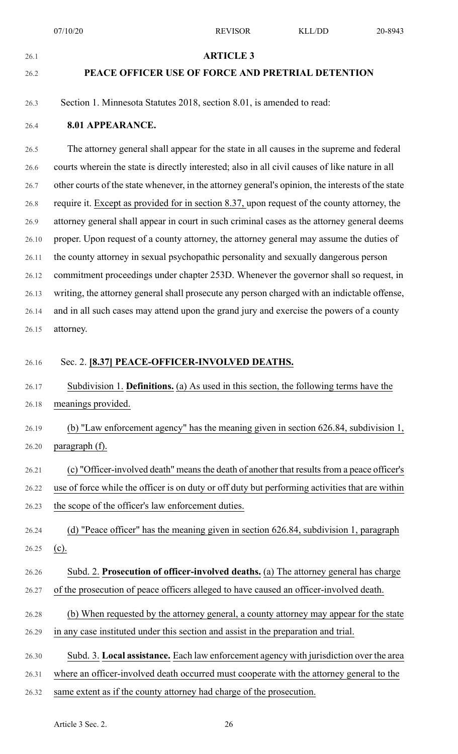## ARTICLE 3

## PEACE OFFICER USE OF FORCE AND PRETRIAL DETENTION

Section 1. Minnesota Statutes 2018, section 8.01, is amended to read:

**8.01 APPEARANCE.**

The attorney general shall appear for the state in all causes in the supreme and federal courts wherein the state is directly interested; also in all civil causes of like nature in all other courts of the state whenever, in the attorney general's opinion, the interests of the state require it. Except as provided for in section 8.37, upon request of the county attorney, the attorney general shall appear in court in such criminal cases as the attorney general deems proper. Upon request of a county attorney, the attorney general may assume the duties of the county attorney in sexual psychopathic personality and sexually dangerous person commitment proceedings under chapter 253D. Whenever the governor shall so request, in writing, the attorney general shall prosecute any person charged with an indictable offense, and in all such cases may attend upon the grand jury and exercise the powers of a county attorney.

Sec. 2. **[8.37] PEACE-OFFICER-INVOLVED DEATHS.**

Subdivision 1. **Definitions.** (a) As used in this section, the following terms have the meanings provided.

(b) "Law enforcement agency" has the meaning given in section 626.84, subdivision 1, paragraph (f).

(c) "Officer-involved death" means the death of another that results from a peace officer's use of force while the officer is on duty or off duty but performing activities that are within the scope of the officer's law enforcement duties.

(d) "Peace officer" has the meaning given in section 626.84, subdivision 1, paragraph (c).

Subd. 2. **Prosecution of officer-involved deaths.** (a) The attorney general has charge of the prosecution of peace officers alleged to have caused an officer-involved death.

(b) When requested by the attorney general, a county attorney may appear for the state in any case instituted under this section and assist in the preparation and trial.

Subd. 3. **Local assistance.** Each law enforcement agency with jurisdiction over the area where an officer-involved death occurred must cooperate with the attorney general to the same extent as if the county attorney had charge of the prosecution.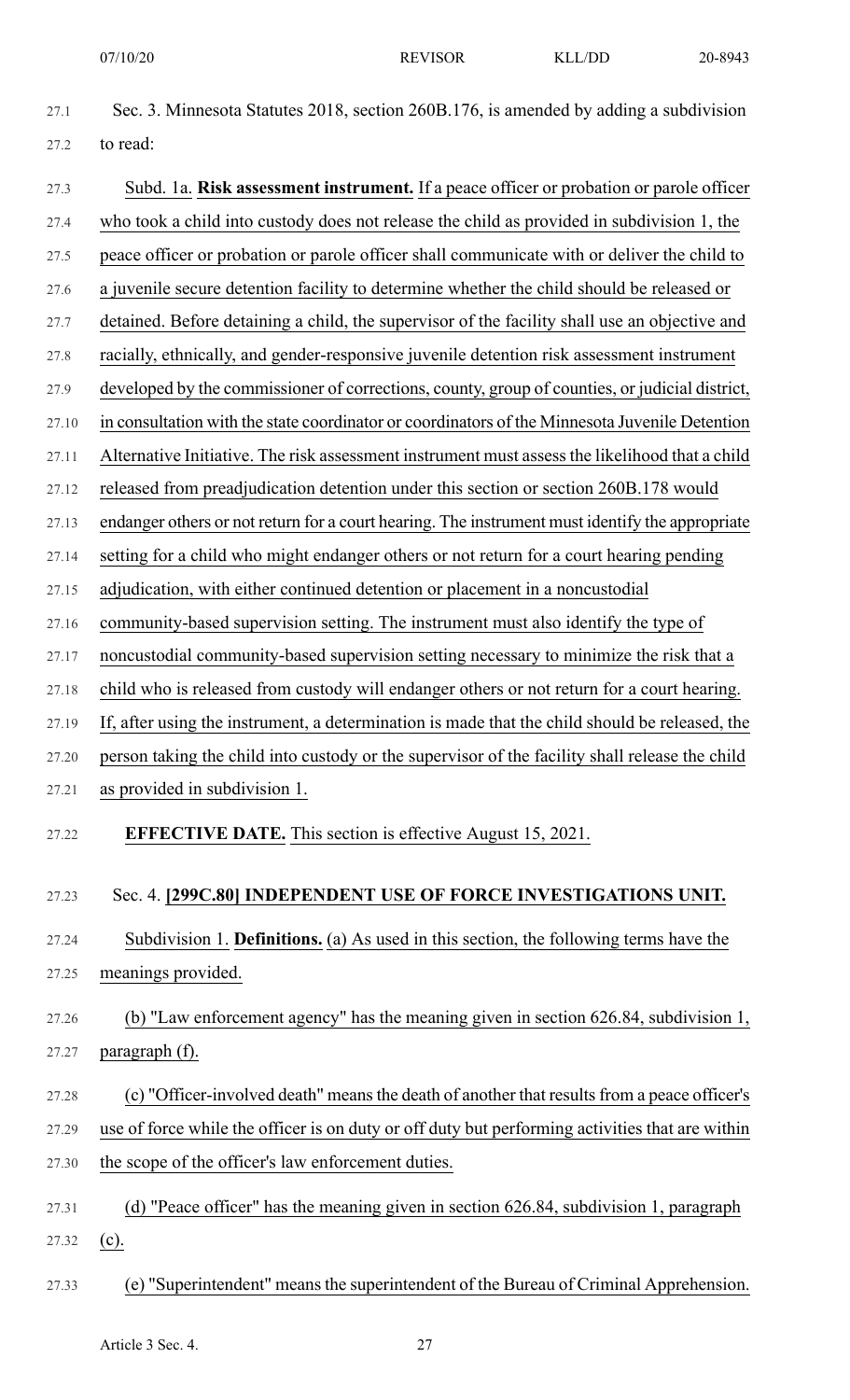Sec. 3. Minnesota Statutes 2018, section 260B.176, is amended by adding a subdivision to read:

Subd. 1a. **Risk assessment instrument.** If a peace officer or probation or parole officer who took a child into custody does not release the child as provided in subdivision 1, the peace officer or probation or parole officer shall communicate with or deliver the child to a juvenile secure detention facility to determine whether the child should be released or detained. Before detaining a child, the supervisor of the facility shall use an objective and racially, ethnically, and gender-responsive juvenile detention risk assessment instrument developed by the commissioner of corrections, county, group of counties, or judicial district, in consultation with the state coordinator or coordinators of the Minnesota Juvenile Detention Alternative Initiative. The risk assessment instrument must assess the likelihood that a child released from preadjudication detention under this section or section 260B.178 would endanger others or not return for a court hearing. The instrument must identify the appropriate setting for a child who might endanger others or not return for a court hearing pending adjudication, with either continued detention or placement in a noncustodial community-based supervision setting. The instrument must also identify the type of noncustodial community-based supervision setting necessary to minimize the risk that a child who is released from custody will endanger others or not return for a court hearing. If, after using the instrument, a determination is made that the child should be released, the person taking the child into custody or the supervisor of the facility shall release the child as provided in subdivision 1.

**EFFECTIVE DATE.** This section is effective August 15, 2021.

Sec. 4. **[299C.80] INDEPENDENT USE OF FORCE INVESTIGATIONS UNIT.**

Subdivision 1. **Definitions.** (a) As used in this section, the following terms have the meanings provided.

(b) "Law enforcement agency" has the meaning given in section 626.84, subdivision 1, paragraph (f).

(c) "Officer-involved death" means the death of another that results from a peace officer's use of force while the officer is on duty or off duty but performing activities that are within the scope of the officer's law enforcement duties.

(d) "Peace officer" has the meaning given in section 626.84, subdivision 1, paragraph (c).

(e) "Superintendent" means the superintendent of the Bureau of Criminal Apprehension.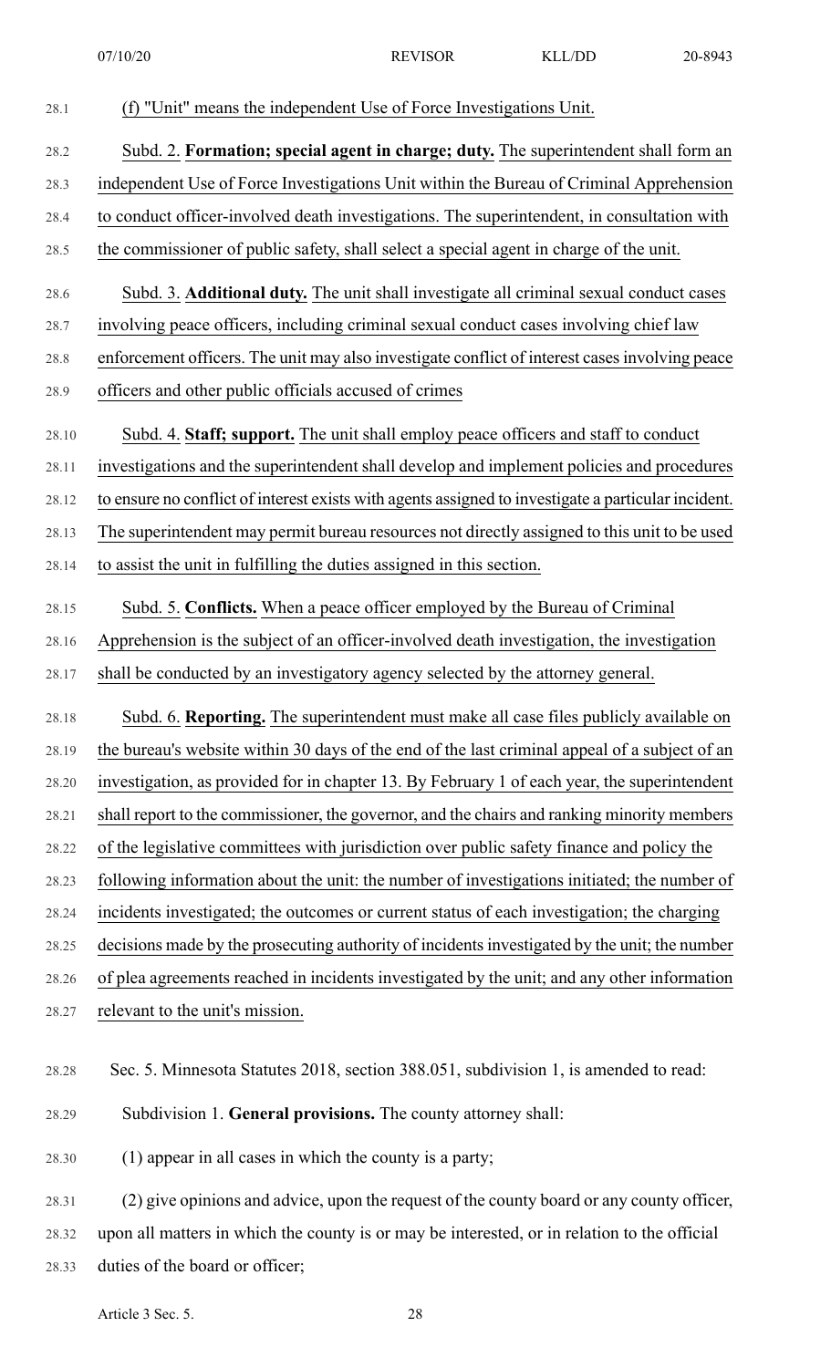(f) "Unit" means the independent Use of Force Investigations Unit.

Subd. 2. **Formation; special agent in charge; duty.** The superintendent shall form an independent Use of Force Investigations Unit within the Bureau of Criminal Apprehension to conduct officer-involved death investigations. The superintendent, in consultation with the commissioner of public safety, shall select a special agent in charge of the unit.

Subd. 3. **Additional duty.** The unit shall investigate all criminal sexual conduct cases involving peace officers, including criminal sexual conduct cases involving chief law enforcement officers. The unit may also investigate conflict of interest cases involving peace officers and other public officials accused of crimes

Subd. 4. **Staff; support.** The unit shall employ peace officers and staff to conduct investigations and the superintendent shall develop and implement policies and procedures to ensure no conflict of interest exists with agents assigned to investigate a particular incident. The superintendent may permit bureau resources not directly assigned to this unit to be used to assist the unit in fulfilling the duties assigned in this section.

Subd. 5. **Conflicts.** When a peace officer employed by the Bureau of Criminal Apprehension is the subject of an officer-involved death investigation, the investigation shall be conducted by an investigatory agency selected by the attorney general.

Subd. 6. **Reporting.** The superintendent must make all case files publicly available on the bureau's website within 30 days of the end of the last criminal appeal of a subject of an investigation, as provided for in chapter 13. By February 1 of each year, the superintendent shall report to the commissioner, the governor, and the chairs and ranking minority members of the legislative committees with jurisdiction over public safety finance and policy the following information about the unit: the number of investigations initiated; the number of incidents investigated; the outcomes or current status of each investigation; the charging decisions made by the prosecuting authority of incidents investigated by the unit; the number of plea agreements reached in incidents investigated by the unit; and any other information relevant to the unit's mission.

Sec. 5. Minnesota Statutes 2018, section 388.051, subdivision 1, is amended to read:

Subdivision 1. **General provisions.** The county attorney shall:

(1) appear in all cases in which the county is a party;

(2) give opinions and advice, upon the request of the county board or any county officer, upon all matters in which the county is or may be interested, or in relation to the official duties of the board or officer;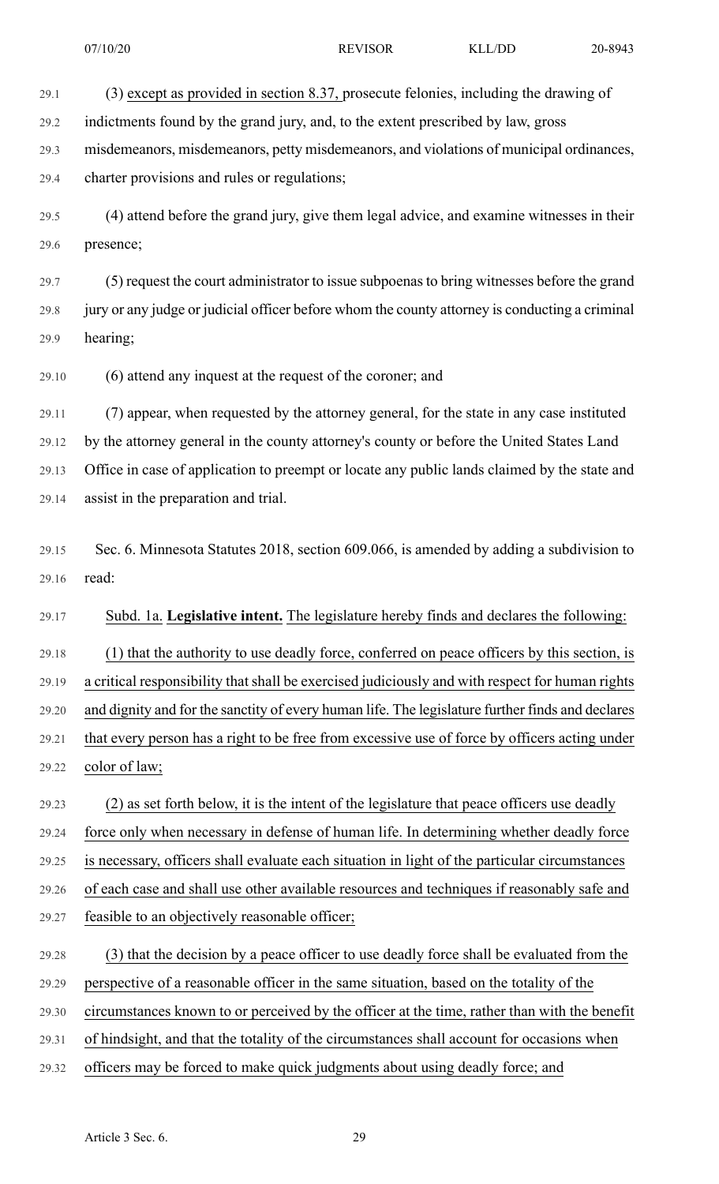(3) except as provided in section 8.37, prosecute felonies, including the drawing of indictments found by the grand jury, and, to the extent prescribed by law, gross misdemeanors, misdemeanors, petty misdemeanors, and violations of municipal ordinances, charter provisions and rules or regulations;

(4) attend before the grand jury, give them legal advice, and examine witnesses in their presence;

(5) request the court administrator to issue subpoenas to bring witnesses before the grand jury or any judge or judicial officer before whom the county attorney is conducting a criminal hearing;

(6) attend any inquest at the request of the coroner; and

(7) appear, when requested by the attorney general, for the state in any case instituted by the attorney general in the county attorney's county or before the United States Land Office in case of application to preempt or locate any public lands claimed by the state and assist in the preparation and trial.

Sec. 6. Minnesota Statutes 2018, section 609.066, is amended by adding a subdivision to read:

Subd. 1a. **Legislative intent.** The legislature hereby finds and declares the following:

(1) that the authority to use deadly force, conferred on peace officers by this section, is a critical responsibility that shall be exercised judiciously and with respect for human rights and dignity and for the sanctity of every human life. The legislature further finds and declares that every person has a right to be free from excessive use of force by officers acting under color of law;

(2) as set forth below, it is the intent of the legislature that peace officers use deadly force only when necessary in defense of human life. In determining whether deadly force is necessary, officers shall evaluate each situation in light of the particular circumstances of each case and shall use other available resources and techniques if reasonably safe and feasible to an objectively reasonable officer;

(3) that the decision by a peace officer to use deadly force shall be evaluated from the perspective of a reasonable officer in the same situation, based on the totality of the circumstances known to or perceived by the officer at the time, rather than with the benefit of hindsight, and that the totality of the circumstances shall account for occasions when officers may be forced to make quick judgments about using deadly force; and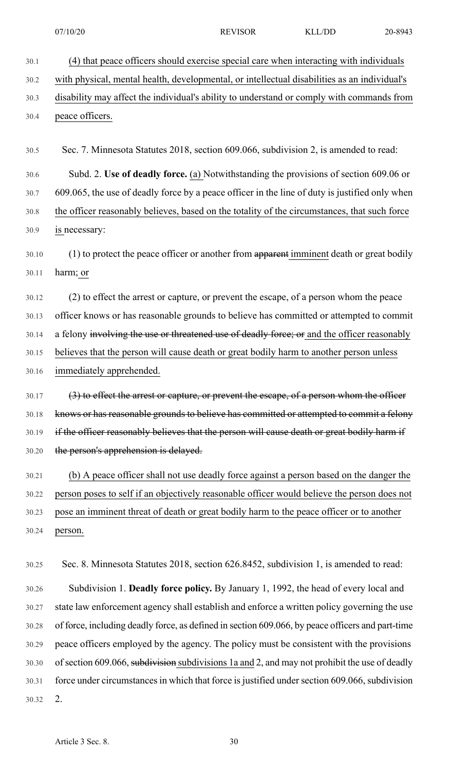(4) that peace officers should exercise special care when interacting with individuals with physical, mental health, developmental, or intellectual disabilities as an individual's disability may affect the individual's ability to understand or comply with commands from peace officers.

Sec. 7. Minnesota Statutes 2018, section 609.066, subdivision 2, is amended to read:

Subd. 2. **Use of deadly force.** (a) Notwithstanding the provisions of section 609.06 or 609.065, the use of deadly force by a peace officer in the line of duty is justified only when the officer reasonably believes, based on the totality of the circumstances, that such force is necessary:

(1) to protect the peace officer or another from ~~apparent~~ imminent death or great bodily harm; or

(2) to effect the arrest or capture, or prevent the escape, of a person whom the peace officer knows or has reasonable grounds to believe has committed or attempted to commit a felony ~~involving the use or threatened use of deadly force; or~~ and the officer reasonably believes that the person will cause death or great bodily harm to another person unless immediately apprehended.

~~(3) to effect the arrest or capture, or prevent the escape, of a person whom the officer knows or has reasonable grounds to believe has committed or attempted to commit a felony if the officer reasonably believes that the person will cause death or great bodily harm if the person's apprehension is delayed.~~

(b) A peace officer shall not use deadly force against a person based on the danger the person poses to self if an objectively reasonable officer would believe the person does not pose an imminent threat of death or great bodily harm to the peace officer or to another person.

Sec. 8. Minnesota Statutes 2018, section 626.8452, subdivision 1, is amended to read:

Subdivision 1. **Deadly force policy.** By January 1, 1992, the head of every local and state law enforcement agency shall establish and enforce a written policy governing the use of force, including deadly force, as defined in section 609.066, by peace officers and part-time peace officers employed by the agency. The policy must be consistent with the provisions of section 609.066, ~~subdivision~~ subdivisions 1a and 2, and may not prohibit the use of deadly force under circumstances in which that force is justified under section 609.066, subdivision 2.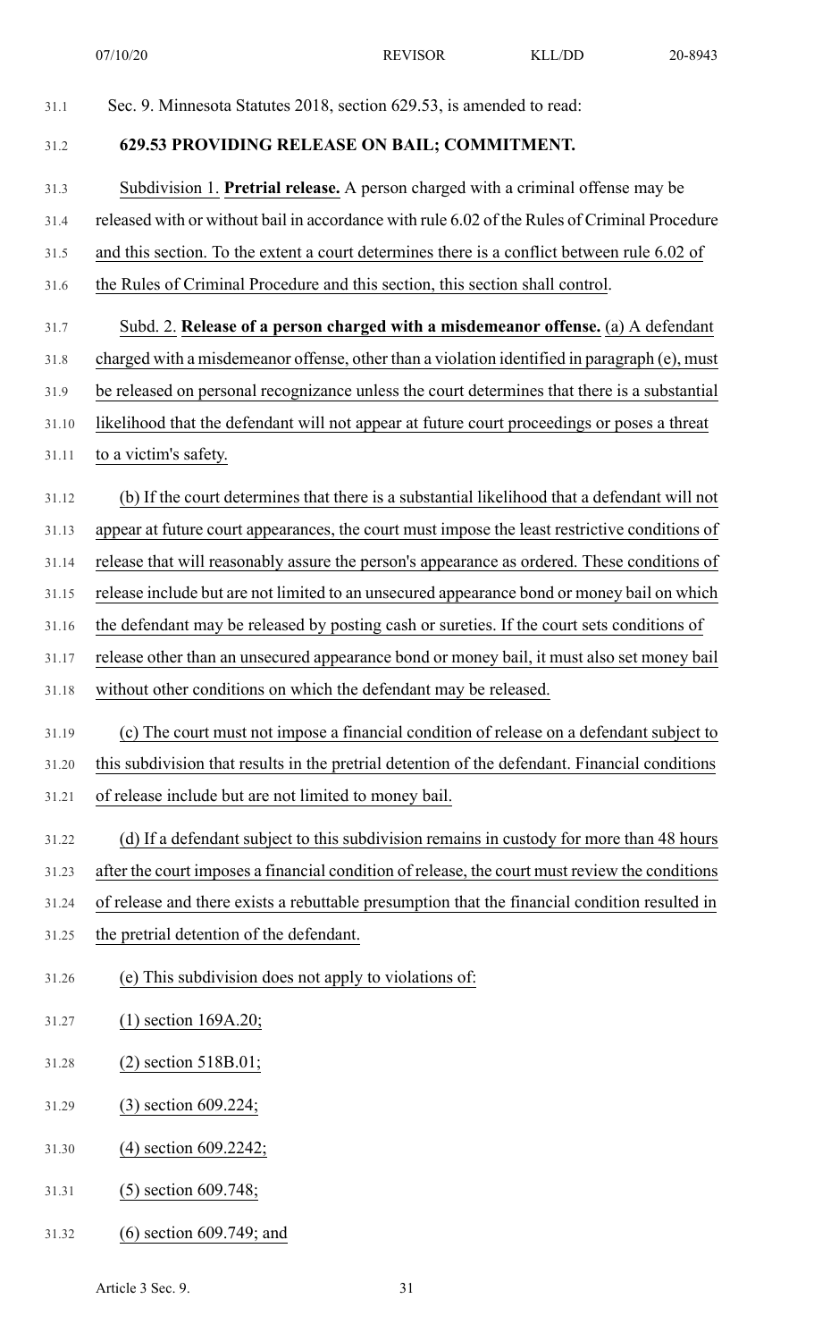Sec. 9. Minnesota Statutes 2018, section 629.53, is amended to read:

**629.53 PROVIDING RELEASE ON BAIL; COMMITMENT.**

Subdivision 1. **Pretrial release.** A person charged with a criminal offense may be released with or without bail in accordance with rule 6.02 of the Rules of Criminal Procedure and this section. To the extent a court determines there is a conflict between rule 6.02 of the Rules of Criminal Procedure and this section, this section shall control.

Subd. 2. **Release of a person charged with a misdemeanor offense.** (a) A defendant charged with a misdemeanor offense, other than a violation identified in paragraph (e), must be released on personal recognizance unless the court determines that there is a substantial likelihood that the defendant will not appear at future court proceedings or poses a threat to a victim's safety.

(b) If the court determines that there is a substantial likelihood that a defendant will not appear at future court appearances, the court must impose the least restrictive conditions of release that will reasonably assure the person's appearance as ordered. These conditions of release include but are not limited to an unsecured appearance bond or money bail on which the defendant may be released by posting cash or sureties. If the court sets conditions of release other than an unsecured appearance bond or money bail, it must also set money bail without other conditions on which the defendant may be released.

(c) The court must not impose a financial condition of release on a defendant subject to this subdivision that results in the pretrial detention of the defendant. Financial conditions of release include but are not limited to money bail.

(d) If a defendant subject to this subdivision remains in custody for more than 48 hours after the court imposes a financial condition of release, the court must review the conditions of release and there exists a rebuttable presumption that the financial condition resulted in the pretrial detention of the defendant.

(e) This subdivision does not apply to violations of:

(1) section 169A.20;

(2) section 518B.01;

(3) section 609.224;

(4) section 609.2242;

(5) section 609.748;

(6) section 609.749; and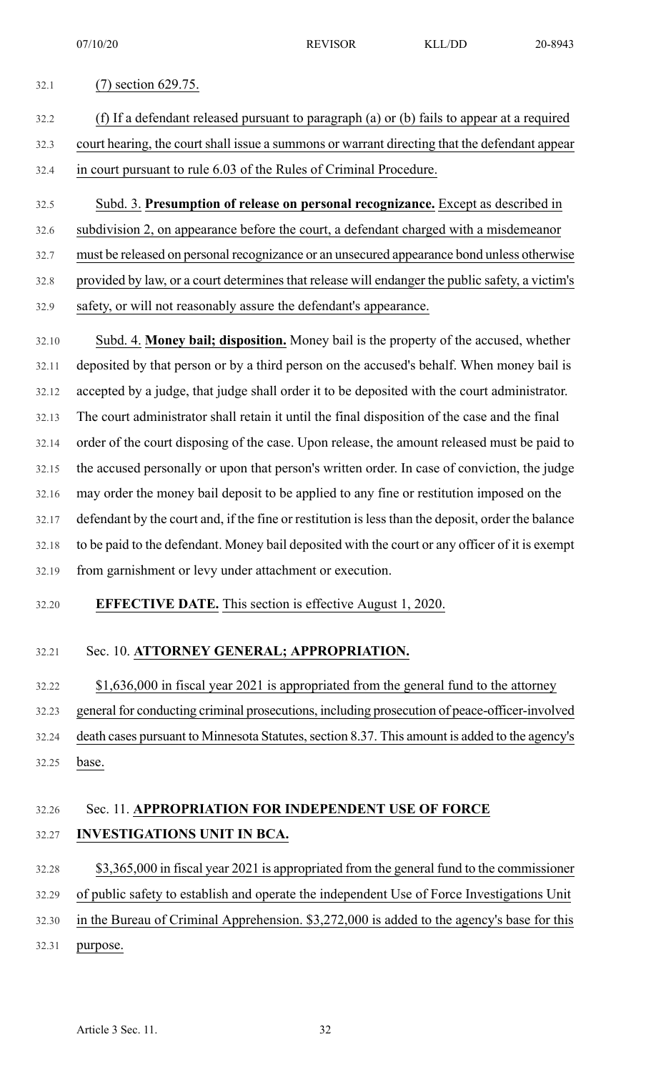(7) section 629.75.

(f) If a defendant released pursuant to paragraph (a) or (b) fails to appear at a required court hearing, the court shall issue a summons or warrant directing that the defendant appear in court pursuant to rule 6.03 of the Rules of Criminal Procedure.

Subd. 3. **Presumption of release on personal recognizance.** Except as described in subdivision 2, on appearance before the court, a defendant charged with a misdemeanor must be released on personal recognizance or an unsecured appearance bond unless otherwise provided by law, or a court determines that release will endanger the public safety, a victim's safety, or will not reasonably assure the defendant's appearance.

Subd. 4. **Money bail; disposition.** Money bail is the property of the accused, whether deposited by that person or by a third person on the accused's behalf. When money bail is accepted by a judge, that judge shall order it to be deposited with the court administrator. The court administrator shall retain it until the final disposition of the case and the final order of the court disposing of the case. Upon release, the amount released must be paid to the accused personally or upon that person's written order. In case of conviction, the judge may order the money bail deposit to be applied to any fine or restitution imposed on the defendant by the court and, if the fine or restitution is less than the deposit, order the balance to be paid to the defendant. Money bail deposited with the court or any officer of it is exempt from garnishment or levy under attachment or execution.

**EFFECTIVE DATE.** This section is effective August 1, 2020.

Sec. 10. **ATTORNEY GENERAL; APPROPRIATION.**

$1,636,000 in fiscal year 2021 is appropriated from the general fund to the attorney general for conducting criminal prosecutions, including prosecution of peace-officer-involved death cases pursuant to Minnesota Statutes, section 8.37. This amount is added to the agency's base.

Sec. 11. **APPROPRIATION FOR INDEPENDENT USE OF FORCE INVESTIGATIONS UNIT IN BCA.**

$3,365,000 in fiscal year 2021 is appropriated from the general fund to the commissioner of public safety to establish and operate the independent Use of Force Investigations Unit in the Bureau of Criminal Apprehension. $3,272,000 is added to the agency's base for this purpose.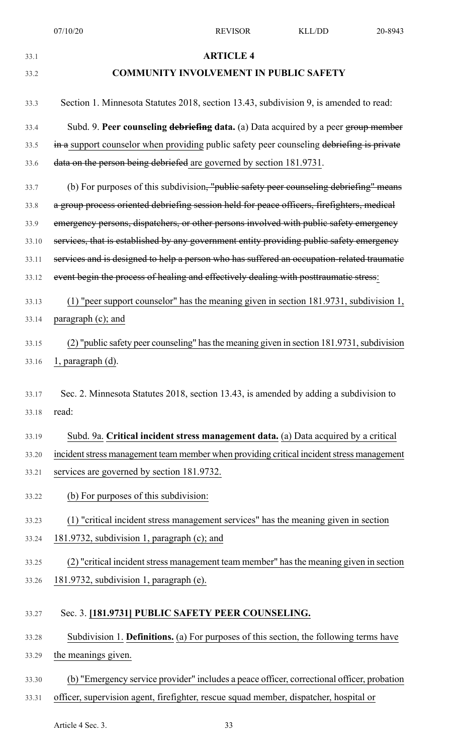## ARTICLE 4

## COMMUNITY INVOLVEMENT IN PUBLIC SAFETY

Section 1. Minnesota Statutes 2018, section 13.43, subdivision 9, is amended to read:

Subd. 9. **Peer counseling ~~debriefing~~ data.** (a) Data acquired by a peer ~~group member in a~~ support counselor when providing public safety peer counseling ~~debriefing is private data on the person being debriefed~~ are governed by section 181.9731.

(b) For purposes of this subdivision~~, "public safety peer counseling debriefing" means a group process oriented debriefing session held for peace officers, firefighters, medical emergency persons, dispatchers, or other persons involved with public safety emergency services, that is established by any government entity providing public safety emergency services and is designed to help a person who has suffered an occupation-related traumatic event begin the process of healing and effectively dealing with posttraumatic stress~~:

(1) "peer support counselor" has the meaning given in section 181.9731, subdivision 1, paragraph (c); and

(2) "public safety peer counseling" has the meaning given in section 181.9731, subdivision 1, paragraph (d).

Sec. 2. Minnesota Statutes 2018, section 13.43, is amended by adding a subdivision to read:

Subd. 9a. **Critical incident stress management data.** (a) Data acquired by a critical incident stress management team member when providing critical incident stress management services are governed by section 181.9732.

(b) For purposes of this subdivision:

(1) "critical incident stress management services" has the meaning given in section 181.9732, subdivision 1, paragraph (c); and

(2) "critical incident stress management team member" has the meaning given in section 181.9732, subdivision 1, paragraph (e).

Sec. 3. **[181.9731] PUBLIC SAFETY PEER COUNSELING.**

Subdivision 1. **Definitions.** (a) For purposes of this section, the following terms have the meanings given.

(b) "Emergency service provider" includes a peace officer, correctional officer, probation officer, supervision agent, firefighter, rescue squad member, dispatcher, hospital or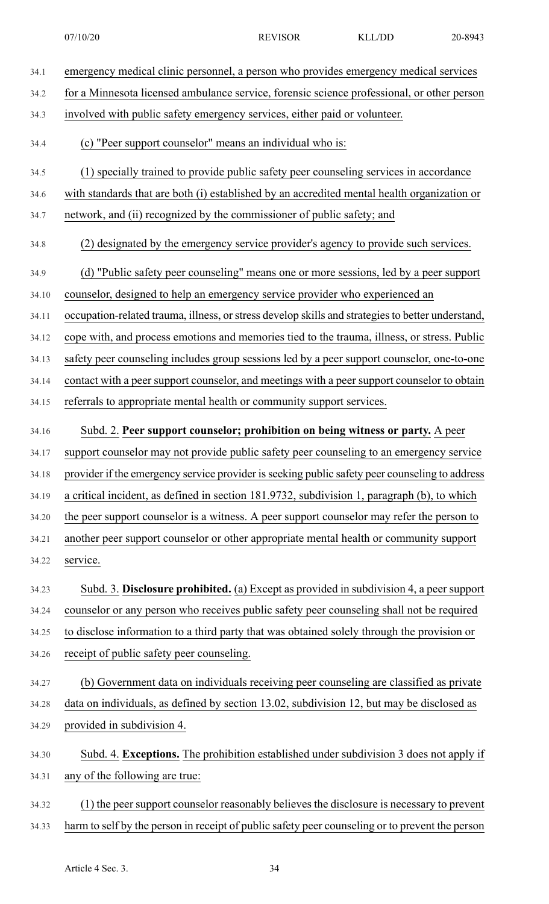emergency medical clinic personnel, a person who provides emergency medical services for a Minnesota licensed ambulance service, forensic science professional, or other person involved with public safety emergency services, either paid or volunteer.

(c) "Peer support counselor" means an individual who is:

(1) specially trained to provide public safety peer counseling services in accordance with standards that are both (i) established by an accredited mental health organization or network, and (ii) recognized by the commissioner of public safety; and

(2) designated by the emergency service provider's agency to provide such services.

(d) "Public safety peer counseling" means one or more sessions, led by a peer support counselor, designed to help an emergency service provider who experienced an occupation-related trauma, illness, or stress develop skills and strategies to better understand, cope with, and process emotions and memories tied to the trauma, illness, or stress. Public safety peer counseling includes group sessions led by a peer support counselor, one-to-one contact with a peer support counselor, and meetings with a peer support counselor to obtain referrals to appropriate mental health or community support services.

Subd. 2. **Peer support counselor; prohibition on being witness or party.** A peer support counselor may not provide public safety peer counseling to an emergency service provider if the emergency service provider is seeking public safety peer counseling to address a critical incident, as defined in section 181.9732, subdivision 1, paragraph (b), to which the peer support counselor is a witness. A peer support counselor may refer the person to another peer support counselor or other appropriate mental health or community support service.

Subd. 3. **Disclosure prohibited.** (a) Except as provided in subdivision 4, a peer support counselor or any person who receives public safety peer counseling shall not be required to disclose information to a third party that was obtained solely through the provision or receipt of public safety peer counseling.

(b) Government data on individuals receiving peer counseling are classified as private data on individuals, as defined by section 13.02, subdivision 12, but may be disclosed as provided in subdivision 4.

Subd. 4. **Exceptions.** The prohibition established under subdivision 3 does not apply if any of the following are true:

(1) the peer support counselor reasonably believes the disclosure is necessary to prevent harm to self by the person in receipt of public safety peer counseling or to prevent the person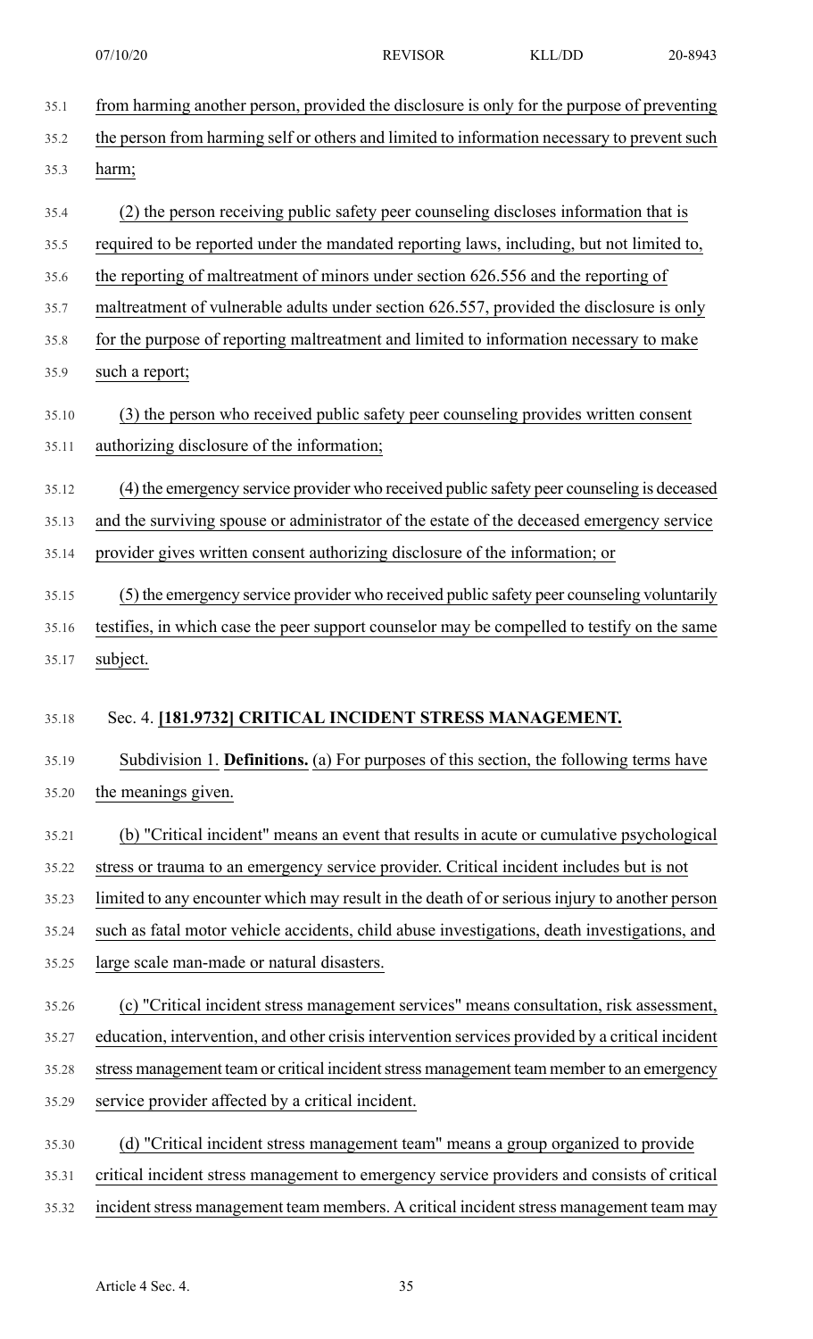from harming another person, provided the disclosure is only for the purpose of preventing the person from harming self or others and limited to information necessary to prevent such harm;

(2) the person receiving public safety peer counseling discloses information that is required to be reported under the mandated reporting laws, including, but not limited to, the reporting of maltreatment of minors under section 626.556 and the reporting of maltreatment of vulnerable adults under section 626.557, provided the disclosure is only for the purpose of reporting maltreatment and limited to information necessary to make such a report;

(3) the person who received public safety peer counseling provides written consent authorizing disclosure of the information;

(4) the emergency service provider who received public safety peer counseling is deceased and the surviving spouse or administrator of the estate of the deceased emergency service provider gives written consent authorizing disclosure of the information; or

(5) the emergency service provider who received public safety peer counseling voluntarily testifies, in which case the peer support counselor may be compelled to testify on the same subject.

Sec. 4. **[181.9732] CRITICAL INCIDENT STRESS MANAGEMENT.**

Subdivision 1. **Definitions.** (a) For purposes of this section, the following terms have the meanings given.

(b) "Critical incident" means an event that results in acute or cumulative psychological stress or trauma to an emergency service provider. Critical incident includes but is not limited to any encounter which may result in the death of or serious injury to another person such as fatal motor vehicle accidents, child abuse investigations, death investigations, and large scale man-made or natural disasters.

(c) "Critical incident stress management services" means consultation, risk assessment, education, intervention, and other crisis intervention services provided by a critical incident stress management team or critical incident stress management team member to an emergency service provider affected by a critical incident.

(d) "Critical incident stress management team" means a group organized to provide critical incident stress management to emergency service providers and consists of critical incident stress management team members. A critical incident stress management team may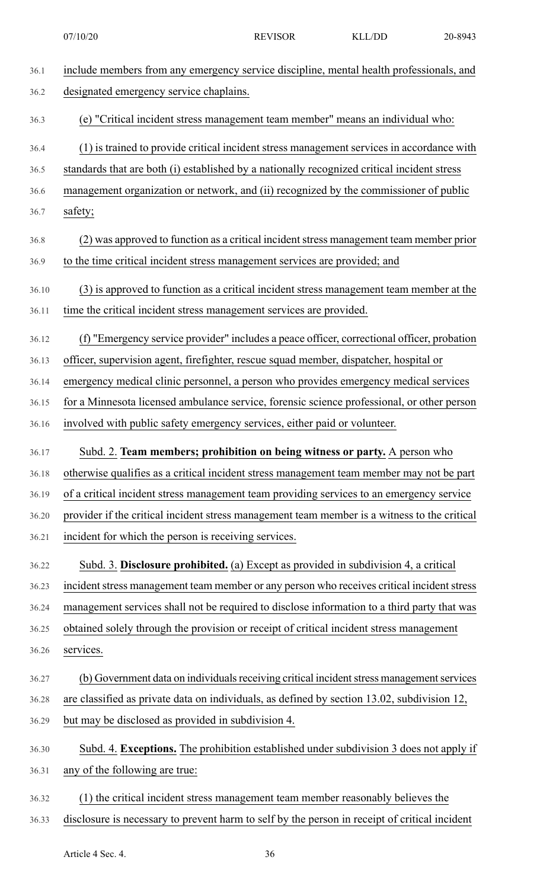include members from any emergency service discipline, mental health professionals, and designated emergency service chaplains.

(e) "Critical incident stress management team member" means an individual who:

(1) is trained to provide critical incident stress management services in accordance with standards that are both (i) established by a nationally recognized critical incident stress management organization or network, and (ii) recognized by the commissioner of public safety;

(2) was approved to function as a critical incident stress management team member prior to the time critical incident stress management services are provided; and

(3) is approved to function as a critical incident stress management team member at the time the critical incident stress management services are provided.

(f) "Emergency service provider" includes a peace officer, correctional officer, probation officer, supervision agent, firefighter, rescue squad member, dispatcher, hospital or emergency medical clinic personnel, a person who provides emergency medical services for a Minnesota licensed ambulance service, forensic science professional, or other person involved with public safety emergency services, either paid or volunteer.

Subd. 2. **Team members; prohibition on being witness or party.** A person who otherwise qualifies as a critical incident stress management team member may not be part of a critical incident stress management team providing services to an emergency service provider if the critical incident stress management team member is a witness to the critical incident for which the person is receiving services.

Subd. 3. **Disclosure prohibited.** (a) Except as provided in subdivision 4, a critical incident stress management team member or any person who receives critical incident stress management services shall not be required to disclose information to a third party that was obtained solely through the provision or receipt of critical incident stress management services.

(b) Government data on individuals receiving critical incident stress management services are classified as private data on individuals, as defined by section 13.02, subdivision 12, but may be disclosed as provided in subdivision 4.

Subd. 4. **Exceptions.** The prohibition established under subdivision 3 does not apply if any of the following are true:

(1) the critical incident stress management team member reasonably believes the disclosure is necessary to prevent harm to self by the person in receipt of critical incident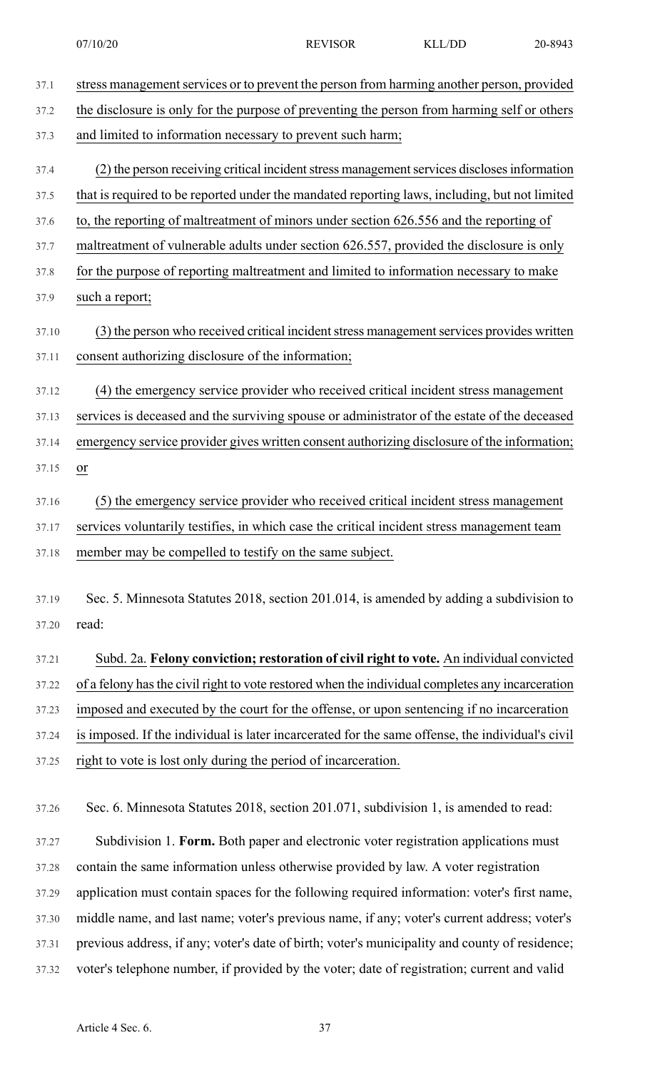stress management services or to prevent the person from harming another person, provided the disclosure is only for the purpose of preventing the person from harming self or others and limited to information necessary to prevent such harm;

(2) the person receiving critical incident stress management services discloses information that is required to be reported under the mandated reporting laws, including, but not limited to, the reporting of maltreatment of minors under section 626.556 and the reporting of maltreatment of vulnerable adults under section 626.557, provided the disclosure is only for the purpose of reporting maltreatment and limited to information necessary to make such a report;

(3) the person who received critical incident stress management services provides written consent authorizing disclosure of the information;

(4) the emergency service provider who received critical incident stress management services is deceased and the surviving spouse or administrator of the estate of the deceased emergency service provider gives written consent authorizing disclosure of the information; or

(5) the emergency service provider who received critical incident stress management services voluntarily testifies, in which case the critical incident stress management team member may be compelled to testify on the same subject.

Sec. 5. Minnesota Statutes 2018, section 201.014, is amended by adding a subdivision to read:

Subd. 2a. **Felony conviction; restoration of civil right to vote.** An individual convicted of a felony has the civil right to vote restored when the individual completes any incarceration imposed and executed by the court for the offense, or upon sentencing if no incarceration is imposed. If the individual is later incarcerated for the same offense, the individual's civil right to vote is lost only during the period of incarceration.

Sec. 6. Minnesota Statutes 2018, section 201.071, subdivision 1, is amended to read:

Subdivision 1. **Form.** Both paper and electronic voter registration applications must contain the same information unless otherwise provided by law. A voter registration application must contain spaces for the following required information: voter's first name, middle name, and last name; voter's previous name, if any; voter's current address; voter's previous address, if any; voter's date of birth; voter's municipality and county of residence; voter's telephone number, if provided by the voter; date of registration; current and valid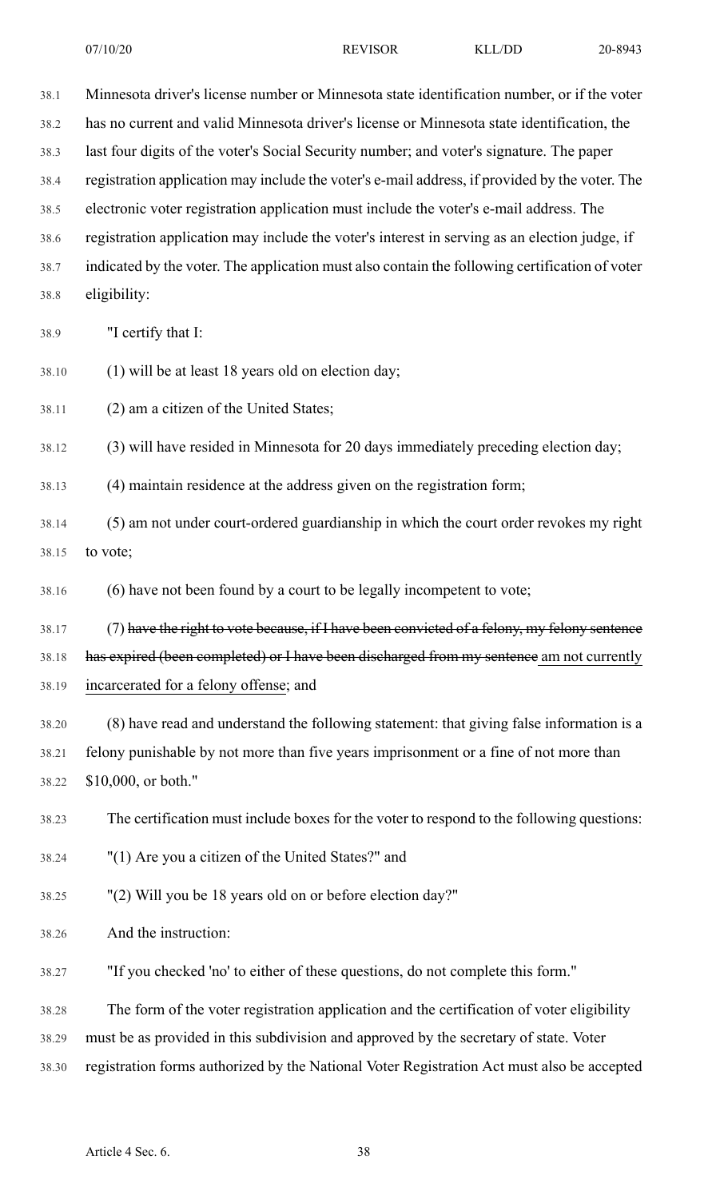Minnesota driver's license number or Minnesota state identification number, or if the voter has no current and valid Minnesota driver's license or Minnesota state identification, the last four digits of the voter's Social Security number; and voter's signature. The paper registration application may include the voter's e-mail address, if provided by the voter. The electronic voter registration application must include the voter's e-mail address. The registration application may include the voter's interest in serving as an election judge, if indicated by the voter. The application must also contain the following certification of voter eligibility:

"I certify that I:

(1) will be at least 18 years old on election day;

(2) am a citizen of the United States;

(3) will have resided in Minnesota for 20 days immediately preceding election day;

(4) maintain residence at the address given on the registration form;

(5) am not under court-ordered guardianship in which the court order revokes my right to vote;

(6) have not been found by a court to be legally incompetent to vote;

(7) ~~have the right to vote because, if I have been convicted of a felony, my felony sentence has expired (been completed) or I have been discharged from my sentence~~ am not currently incarcerated for a felony offense; and

(8) have read and understand the following statement: that giving false information is a felony punishable by not more than five years imprisonment or a fine of not more than $10,000, or both."

The certification must include boxes for the voter to respond to the following questions:

"(1) Are you a citizen of the United States?" and

"(2) Will you be 18 years old on or before election day?"

And the instruction:

"If you checked 'no' to either of these questions, do not complete this form."

The form of the voter registration application and the certification of voter eligibility must be as provided in this subdivision and approved by the secretary of state. Voter registration forms authorized by the National Voter Registration Act must also be accepted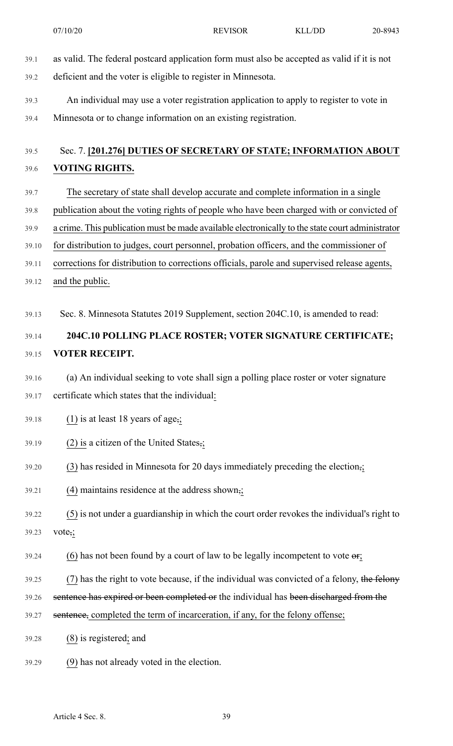as valid. The federal postcard application form must also be accepted as valid if it is not deficient and the voter is eligible to register in Minnesota.

An individual may use a voter registration application to apply to register to vote in Minnesota or to change information on an existing registration.

Sec. 7. **[201.276] DUTIES OF SECRETARY OF STATE; INFORMATION ABOUT VOTING RIGHTS.**

The secretary of state shall develop accurate and complete information in a single publication about the voting rights of people who have been charged with or convicted of a crime. This publication must be made available electronically to the state court administrator for distribution to judges, court personnel, probation officers, and the commissioner of corrections for distribution to corrections officials, parole and supervised release agents, and the public.

Sec. 8. Minnesota Statutes 2019 Supplement, section 204C.10, is amended to read:

**204C.10 POLLING PLACE ROSTER; VOTER SIGNATURE CERTIFICATE; VOTER RECEIPT.**

(a) An individual seeking to vote shall sign a polling place roster or voter signature certificate which states that the individual:

(1) is at least 18 years of age,;

(2) is a citizen of the United States,;

(3) has resided in Minnesota for 20 days immediately preceding the election,;

(4) maintains residence at the address shown,;

(5) is not under a guardianship in which the court order revokes the individual's right to vote,;

(6) has not been found by a court of law to be legally incompetent to vote or;

(7) has the right to vote because, if the individual was convicted of a felony, ~~the felony sentence has expired or been completed or~~ the individual has ~~been discharged from the sentence,~~ completed the term of incarceration, if any, for the felony offense;

(8) is registered; and

(9) has not already voted in the election.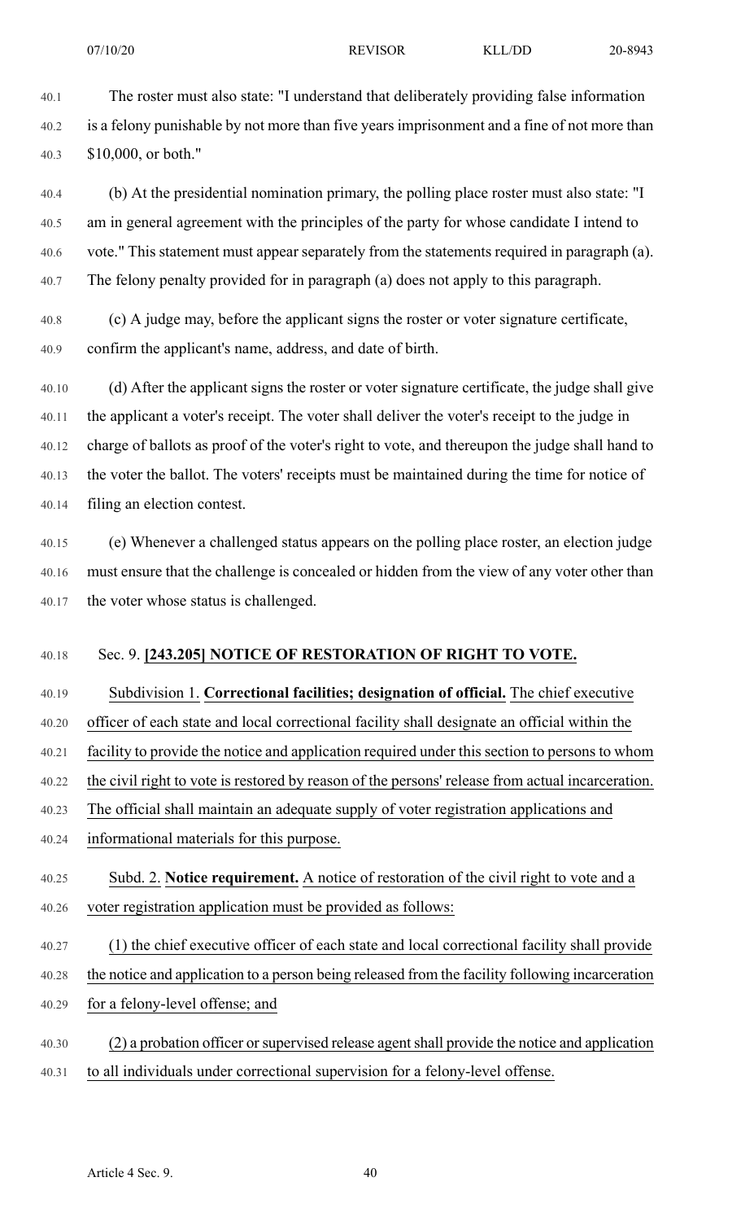The roster must also state: "I understand that deliberately providing false information is a felony punishable by not more than five years imprisonment and a fine of not more than $10,000, or both."

(b) At the presidential nomination primary, the polling place roster must also state: "I am in general agreement with the principles of the party for whose candidate I intend to vote." This statement must appear separately from the statements required in paragraph (a). The felony penalty provided for in paragraph (a) does not apply to this paragraph.

(c) A judge may, before the applicant signs the roster or voter signature certificate, confirm the applicant's name, address, and date of birth.

(d) After the applicant signs the roster or voter signature certificate, the judge shall give the applicant a voter's receipt. The voter shall deliver the voter's receipt to the judge in charge of ballots as proof of the voter's right to vote, and thereupon the judge shall hand to the voter the ballot. The voters' receipts must be maintained during the time for notice of filing an election contest.

(e) Whenever a challenged status appears on the polling place roster, an election judge must ensure that the challenge is concealed or hidden from the view of any voter other than the voter whose status is challenged.

Sec. 9. **[243.205] NOTICE OF RESTORATION OF RIGHT TO VOTE.**

Subdivision 1. **Correctional facilities; designation of official.** The chief executive officer of each state and local correctional facility shall designate an official within the facility to provide the notice and application required under this section to persons to whom the civil right to vote is restored by reason of the persons' release from actual incarceration. The official shall maintain an adequate supply of voter registration applications and informational materials for this purpose.

Subd. 2. **Notice requirement.** A notice of restoration of the civil right to vote and a voter registration application must be provided as follows:

(1) the chief executive officer of each state and local correctional facility shall provide the notice and application to a person being released from the facility following incarceration for a felony-level offense; and

(2) a probation officer or supervised release agent shall provide the notice and application to all individuals under correctional supervision for a felony-level offense.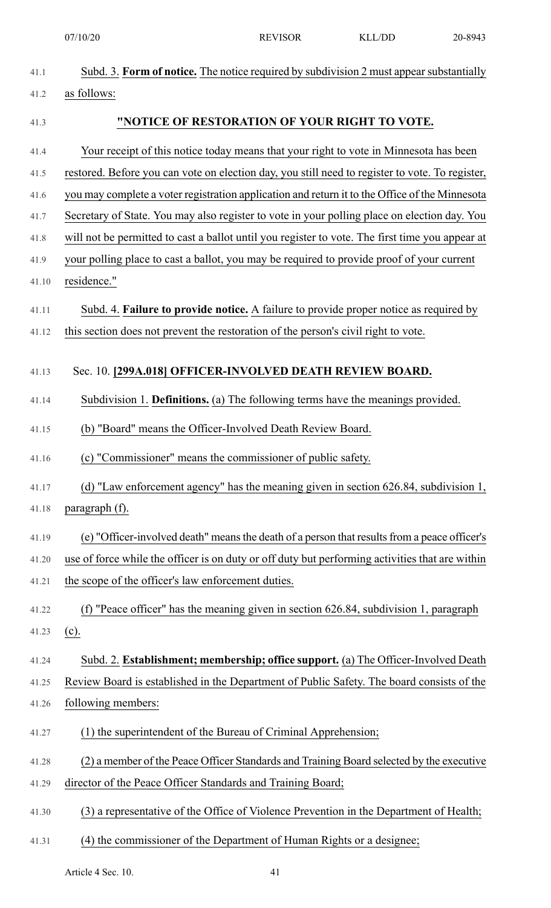Subd. 3. **Form of notice.** The notice required by subdivision 2 must appear substantially as follows:

**"NOTICE OF RESTORATION OF YOUR RIGHT TO VOTE.**

Your receipt of this notice today means that your right to vote in Minnesota has been restored. Before you can vote on election day, you still need to register to vote. To register, you may complete a voter registration application and return it to the Office of the Minnesota Secretary of State. You may also register to vote in your polling place on election day. You will not be permitted to cast a ballot until you register to vote. The first time you appear at your polling place to cast a ballot, you may be required to provide proof of your current residence."

Subd. 4. **Failure to provide notice.** A failure to provide proper notice as required by this section does not prevent the restoration of the person's civil right to vote.

Sec. 10. **[299A.018] OFFICER-INVOLVED DEATH REVIEW BOARD.**

Subdivision 1. **Definitions.** (a) The following terms have the meanings provided.

(b) "Board" means the Officer-Involved Death Review Board.

(c) "Commissioner" means the commissioner of public safety.

(d) "Law enforcement agency" has the meaning given in section 626.84, subdivision 1, paragraph (f).

(e) "Officer-involved death" means the death of a person that results from a peace officer's use of force while the officer is on duty or off duty but performing activities that are within the scope of the officer's law enforcement duties.

(f) "Peace officer" has the meaning given in section 626.84, subdivision 1, paragraph (c).

Subd. 2. **Establishment; membership; office support.** (a) The Officer-Involved Death Review Board is established in the Department of Public Safety. The board consists of the following members:

(1) the superintendent of the Bureau of Criminal Apprehension;

(2) a member of the Peace Officer Standards and Training Board selected by the executive director of the Peace Officer Standards and Training Board;

(3) a representative of the Office of Violence Prevention in the Department of Health;

(4) the commissioner of the Department of Human Rights or a designee;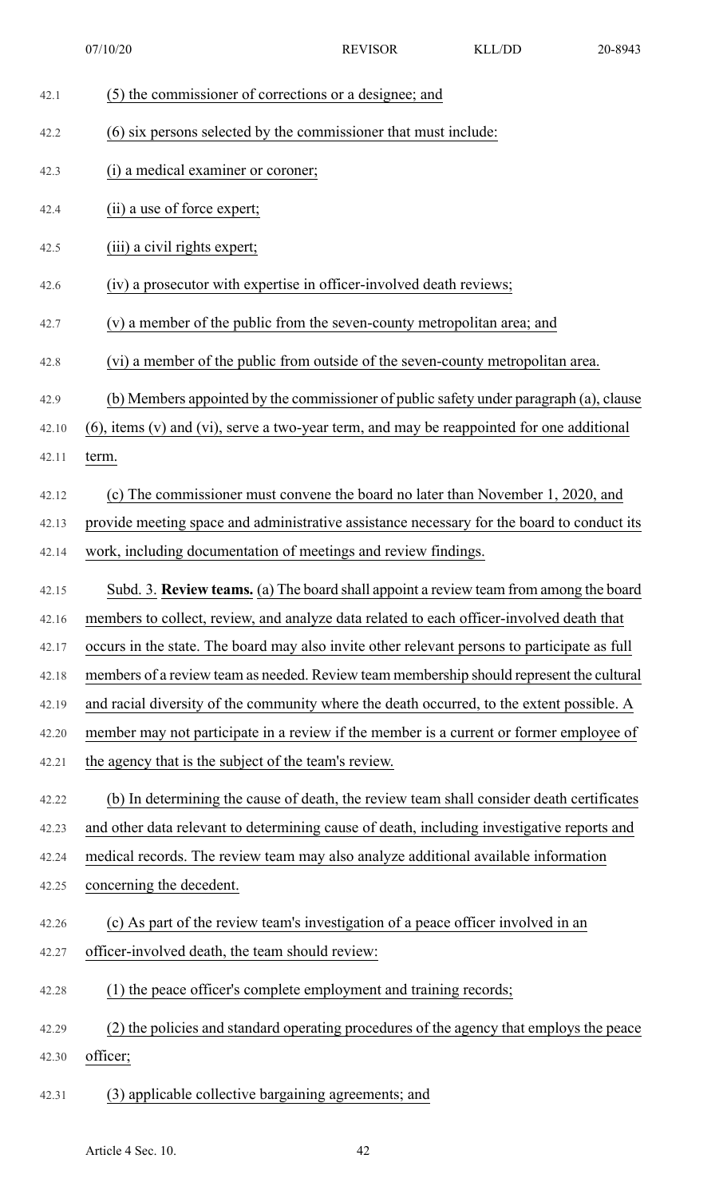(5) the commissioner of corrections or a designee; and

(6) six persons selected by the commissioner that must include:

(i) a medical examiner or coroner;

(ii) a use of force expert;

(iii) a civil rights expert;

(iv) a prosecutor with expertise in officer-involved death reviews;

(v) a member of the public from the seven-county metropolitan area; and

(vi) a member of the public from outside of the seven-county metropolitan area.

(b) Members appointed by the commissioner of public safety under paragraph (a), clause (6), items (v) and (vi), serve a two-year term, and may be reappointed for one additional term.

(c) The commissioner must convene the board no later than November 1, 2020, and provide meeting space and administrative assistance necessary for the board to conduct its work, including documentation of meetings and review findings.

Subd. 3. **Review teams.** (a) The board shall appoint a review team from among the board members to collect, review, and analyze data related to each officer-involved death that occurs in the state. The board may also invite other relevant persons to participate as full members of a review team as needed. Review team membership should represent the cultural and racial diversity of the community where the death occurred, to the extent possible. A member may not participate in a review if the member is a current or former employee of the agency that is the subject of the team's review.

(b) In determining the cause of death, the review team shall consider death certificates and other data relevant to determining cause of death, including investigative reports and medical records. The review team may also analyze additional available information concerning the decedent.

(c) As part of the review team's investigation of a peace officer involved in an officer-involved death, the team should review:

(1) the peace officer's complete employment and training records;

(2) the policies and standard operating procedures of the agency that employs the peace officer;

(3) applicable collective bargaining agreements; and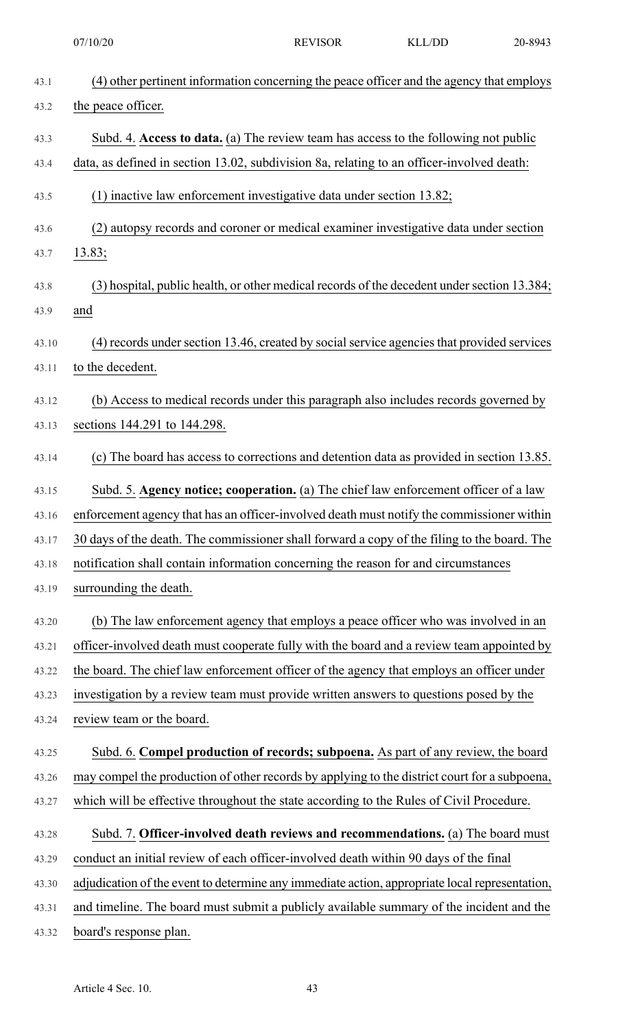(4) other pertinent information concerning the peace officer and the agency that employs the peace officer.

Subd. 4. **Access to data.** (a) The review team has access to the following not public data, as defined in section 13.02, subdivision 8a, relating to an officer-involved death:

(1) inactive law enforcement investigative data under section 13.82;

(2) autopsy records and coroner or medical examiner investigative data under section 13.83;

(3) hospital, public health, or other medical records of the decedent under section 13.384; and

(4) records under section 13.46, created by social service agencies that provided services to the decedent.

(b) Access to medical records under this paragraph also includes records governed by sections 144.291 to 144.298.

(c) The board has access to corrections and detention data as provided in section 13.85.

Subd. 5. **Agency notice; cooperation.** (a) The chief law enforcement officer of a law enforcement agency that has an officer-involved death must notify the commissioner within 30 days of the death. The commissioner shall forward a copy of the filing to the board. The notification shall contain information concerning the reason for and circumstances surrounding the death.

(b) The law enforcement agency that employs a peace officer who was involved in an officer-involved death must cooperate fully with the board and a review team appointed by the board. The chief law enforcement officer of the agency that employs an officer under investigation by a review team must provide written answers to questions posed by the review team or the board.

Subd. 6. **Compel production of records; subpoena.** As part of any review, the board may compel the production of other records by applying to the district court for a subpoena, which will be effective throughout the state according to the Rules of Civil Procedure.

Subd. 7. **Officer-involved death reviews and recommendations.** (a) The board must conduct an initial review of each officer-involved death within 90 days of the final adjudication of the event to determine any immediate action, appropriate local representation, and timeline. The board must submit a publicly available summary of the incident and the board's response plan.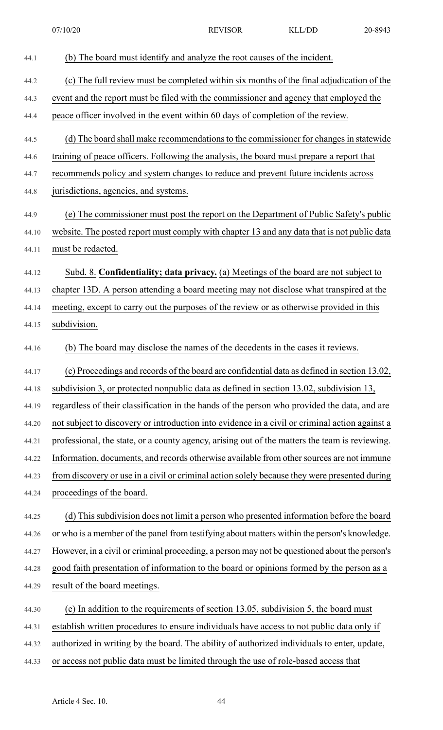(b) The board must identify and analyze the root causes of the incident.

(c) The full review must be completed within six months of the final adjudication of the event and the report must be filed with the commissioner and agency that employed the peace officer involved in the event within 60 days of completion of the review.

(d) The board shall make recommendations to the commissioner for changes in statewide training of peace officers. Following the analysis, the board must prepare a report that recommends policy and system changes to reduce and prevent future incidents across jurisdictions, agencies, and systems.

(e) The commissioner must post the report on the Department of Public Safety's public website. The posted report must comply with chapter 13 and any data that is not public data must be redacted.

Subd. 8. **Confidentiality; data privacy.** (a) Meetings of the board are not subject to chapter 13D. A person attending a board meeting may not disclose what transpired at the meeting, except to carry out the purposes of the review or as otherwise provided in this subdivision.

(b) The board may disclose the names of the decedents in the cases it reviews.

(c) Proceedings and records of the board are confidential data as defined in section 13.02, subdivision 3, or protected nonpublic data as defined in section 13.02, subdivision 13, regardless of their classification in the hands of the person who provided the data, and are not subject to discovery or introduction into evidence in a civil or criminal action against a professional, the state, or a county agency, arising out of the matters the team is reviewing. Information, documents, and records otherwise available from other sources are not immune from discovery or use in a civil or criminal action solely because they were presented during proceedings of the board.

(d) This subdivision does not limit a person who presented information before the board or who is a member of the panel from testifying about matters within the person's knowledge. However, in a civil or criminal proceeding, a person may not be questioned about the person's good faith presentation of information to the board or opinions formed by the person as a result of the board meetings.

(e) In addition to the requirements of section 13.05, subdivision 5, the board must establish written procedures to ensure individuals have access to not public data only if authorized in writing by the board. The ability of authorized individuals to enter, update, or access not public data must be limited through the use of role-based access that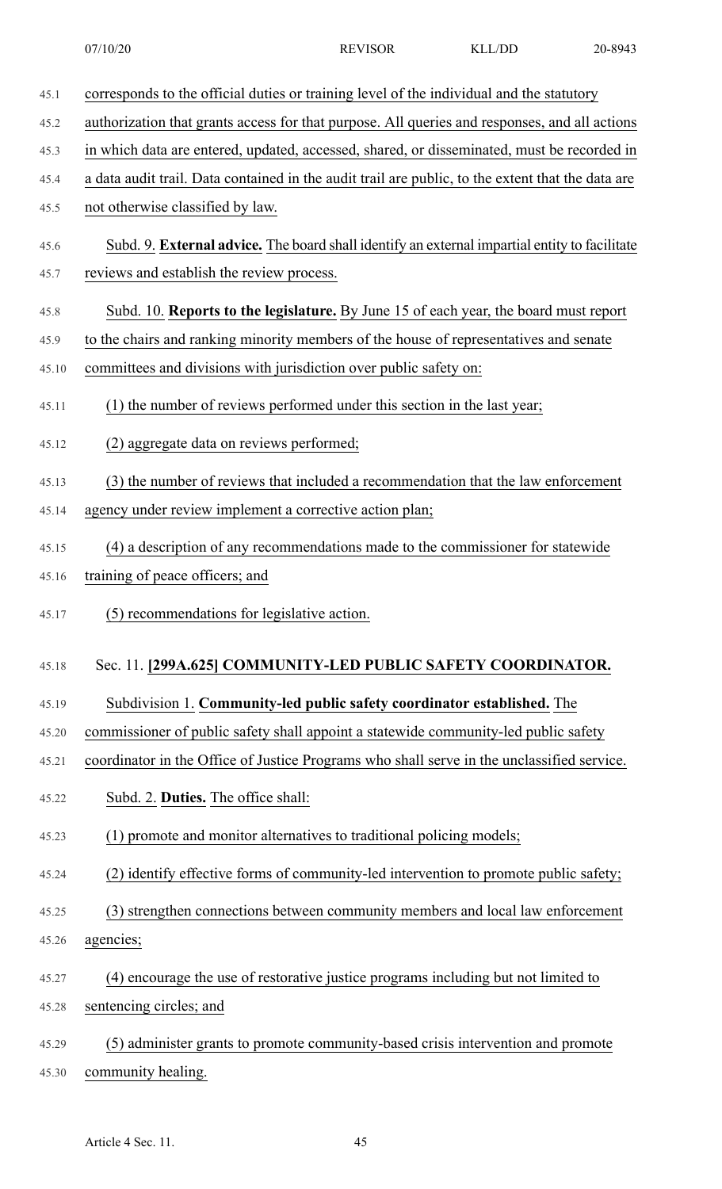corresponds to the official duties or training level of the individual and the statutory authorization that grants access for that purpose. All queries and responses, and all actions in which data are entered, updated, accessed, shared, or disseminated, must be recorded in a data audit trail. Data contained in the audit trail are public, to the extent that the data are not otherwise classified by law.

Subd. 9. **External advice.** The board shall identify an external impartial entity to facilitate reviews and establish the review process.

Subd. 10. **Reports to the legislature.** By June 15 of each year, the board must report to the chairs and ranking minority members of the house of representatives and senate committees and divisions with jurisdiction over public safety on:

(1) the number of reviews performed under this section in the last year;

(2) aggregate data on reviews performed;

(3) the number of reviews that included a recommendation that the law enforcement agency under review implement a corrective action plan;

(4) a description of any recommendations made to the commissioner for statewide training of peace officers; and

(5) recommendations for legislative action.

## Sec. 11. [299A.625] COMMUNITY-LED PUBLIC SAFETY COORDINATOR.

Subdivision 1. **Community-led public safety coordinator established.** The commissioner of public safety shall appoint a statewide community-led public safety coordinator in the Office of Justice Programs who shall serve in the unclassified service.

Subd. 2. **Duties.** The office shall:

(1) promote and monitor alternatives to traditional policing models;

(2) identify effective forms of community-led intervention to promote public safety;

(3) strengthen connections between community members and local law enforcement agencies;

(4) encourage the use of restorative justice programs including but not limited to sentencing circles; and

(5) administer grants to promote community-based crisis intervention and promote community healing.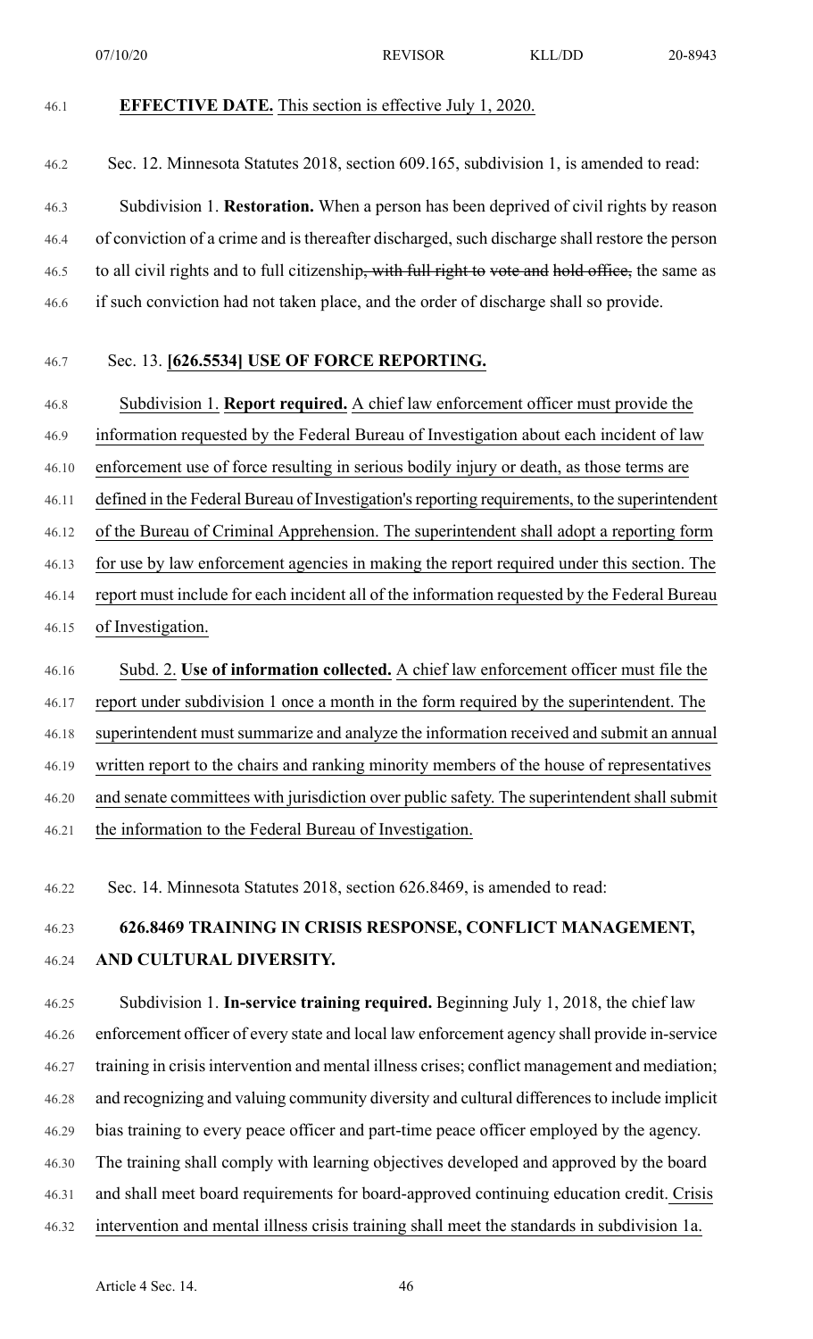**EFFECTIVE DATE.** This section is effective July 1, 2020.

Sec. 12. Minnesota Statutes 2018, section 609.165, subdivision 1, is amended to read:

Subdivision 1. **Restoration.** When a person has been deprived of civil rights by reason of conviction of a crime and is thereafter discharged, such discharge shall restore the person to all civil rights and to full citizenship~~, with full right to vote and hold office,~~ the same as if such conviction had not taken place, and the order of discharge shall so provide.

Sec. 13. **[626.5534] USE OF FORCE REPORTING.**

Subdivision 1. **Report required.** A chief law enforcement officer must provide the information requested by the Federal Bureau of Investigation about each incident of law enforcement use of force resulting in serious bodily injury or death, as those terms are defined in the Federal Bureau of Investigation's reporting requirements, to the superintendent of the Bureau of Criminal Apprehension. The superintendent shall adopt a reporting form for use by law enforcement agencies in making the report required under this section. The report must include for each incident all of the information requested by the Federal Bureau of Investigation.

Subd. 2. **Use of information collected.** A chief law enforcement officer must file the report under subdivision 1 once a month in the form required by the superintendent. The superintendent must summarize and analyze the information received and submit an annual written report to the chairs and ranking minority members of the house of representatives and senate committees with jurisdiction over public safety. The superintendent shall submit the information to the Federal Bureau of Investigation.

Sec. 14. Minnesota Statutes 2018, section 626.8469, is amended to read:

**626.8469 TRAINING IN CRISIS RESPONSE, CONFLICT MANAGEMENT, AND CULTURAL DIVERSITY.**

Subdivision 1. **In-service training required.** Beginning July 1, 2018, the chief law enforcement officer of every state and local law enforcement agency shall provide in-service training in crisis intervention and mental illness crises; conflict management and mediation; and recognizing and valuing community diversity and cultural differences to include implicit bias training to every peace officer and part-time peace officer employed by the agency. The training shall comply with learning objectives developed and approved by the board and shall meet board requirements for board-approved continuing education credit. Crisis intervention and mental illness crisis training shall meet the standards in subdivision 1a.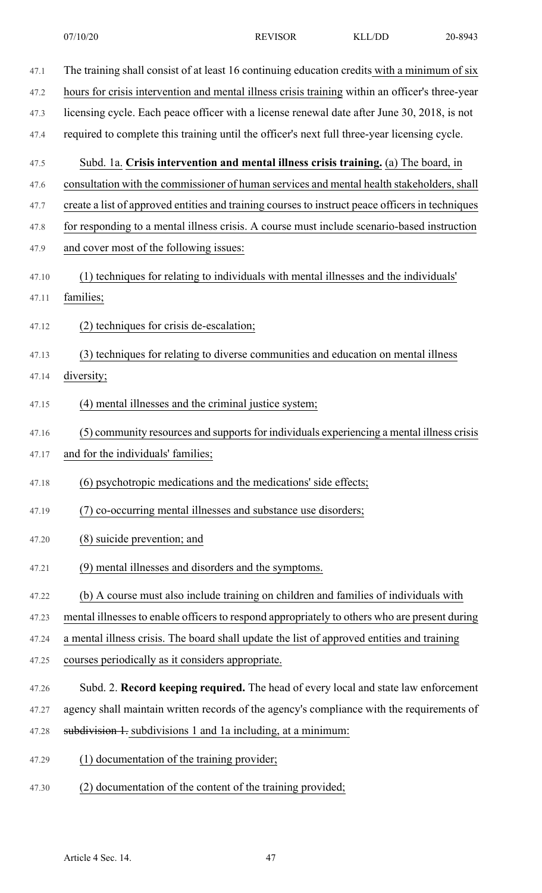The training shall consist of at least 16 continuing education credits with a minimum of six hours for crisis intervention and mental illness crisis training within an officer's three-year licensing cycle. Each peace officer with a license renewal date after June 30, 2018, is not required to complete this training until the officer's next full three-year licensing cycle.

Subd. 1a. **Crisis intervention and mental illness crisis training.** (a) The board, in consultation with the commissioner of human services and mental health stakeholders, shall create a list of approved entities and training courses to instruct peace officers in techniques for responding to a mental illness crisis. A course must include scenario-based instruction and cover most of the following issues:

(1) techniques for relating to individuals with mental illnesses and the individuals' families;

(2) techniques for crisis de-escalation;

(3) techniques for relating to diverse communities and education on mental illness diversity;

(4) mental illnesses and the criminal justice system;

(5) community resources and supports for individuals experiencing a mental illness crisis and for the individuals' families;

(6) psychotropic medications and the medications' side effects;

(7) co-occurring mental illnesses and substance use disorders;

(8) suicide prevention; and

(9) mental illnesses and disorders and the symptoms.

(b) A course must also include training on children and families of individuals with mental illnesses to enable officers to respond appropriately to others who are present during a mental illness crisis. The board shall update the list of approved entities and training courses periodically as it considers appropriate.

Subd. 2. **Record keeping required.** The head of every local and state law enforcement agency shall maintain written records of the agency's compliance with the requirements of ~~subdivision 1.~~ subdivisions 1 and 1a including, at a minimum:

(1) documentation of the training provider;

(2) documentation of the content of the training provided;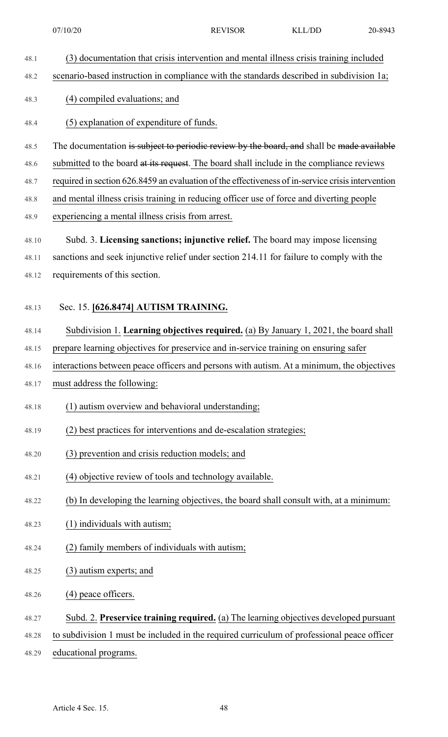(3) documentation that crisis intervention and mental illness crisis training included scenario-based instruction in compliance with the standards described in subdivision 1a;

(4) compiled evaluations; and

(5) explanation of expenditure of funds.

The documentation ~~is subject to periodic review by the board, and~~ shall be ~~made available~~ submitted to the board ~~at its request~~. The board shall include in the compliance reviews required in section 626.8459 an evaluation of the effectiveness of in-service crisis intervention and mental illness crisis training in reducing officer use of force and diverting people experiencing a mental illness crisis from arrest.

Subd. 3. **Licensing sanctions; injunctive relief.** The board may impose licensing sanctions and seek injunctive relief under section 214.11 for failure to comply with the requirements of this section.

Sec. 15. **[626.8474] AUTISM TRAINING.**

Subdivision 1. **Learning objectives required.** (a) By January 1, 2021, the board shall prepare learning objectives for preservice and in-service training on ensuring safer interactions between peace officers and persons with autism. At a minimum, the objectives must address the following:

(1) autism overview and behavioral understanding;

(2) best practices for interventions and de-escalation strategies;

(3) prevention and crisis reduction models; and

(4) objective review of tools and technology available.

(b) In developing the learning objectives, the board shall consult with, at a minimum:

(1) individuals with autism;

(2) family members of individuals with autism;

(3) autism experts; and

(4) peace officers.

Subd. 2. **Preservice training required.** (a) The learning objectives developed pursuant to subdivision 1 must be included in the required curriculum of professional peace officer educational programs.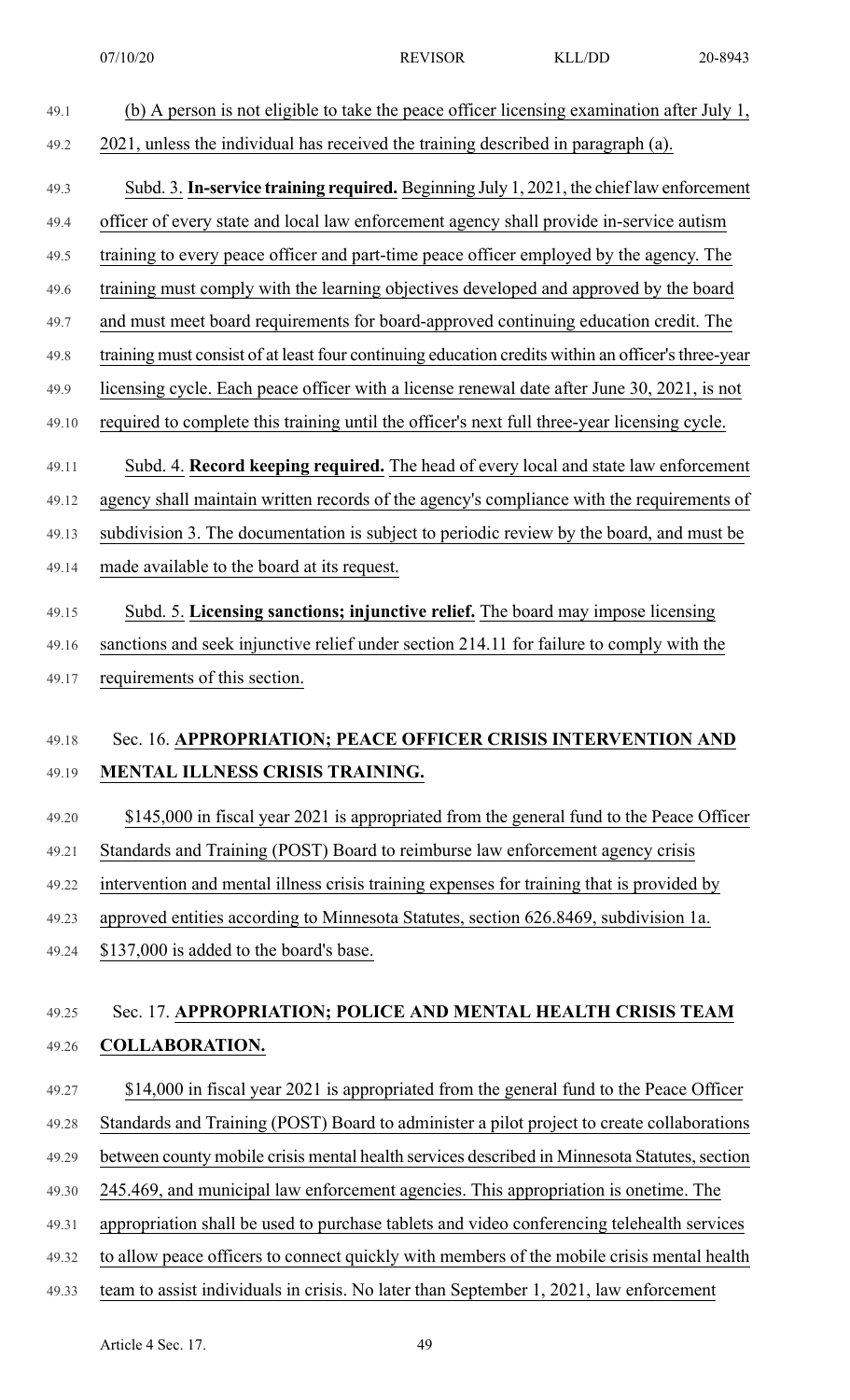(b) A person is not eligible to take the peace officer licensing examination after July 1, 2021, unless the individual has received the training described in paragraph (a).

Subd. 3. **In-service training required.** Beginning July 1, 2021, the chief law enforcement officer of every state and local law enforcement agency shall provide in-service autism training to every peace officer and part-time peace officer employed by the agency. The training must comply with the learning objectives developed and approved by the board and must meet board requirements for board-approved continuing education credit. The training must consist of at least four continuing education credits within an officer's three-year licensing cycle. Each peace officer with a license renewal date after June 30, 2021, is not required to complete this training until the officer's next full three-year licensing cycle.

Subd. 4. **Record keeping required.** The head of every local and state law enforcement agency shall maintain written records of the agency's compliance with the requirements of subdivision 3. The documentation is subject to periodic review by the board, and must be made available to the board at its request.

Subd. 5. **Licensing sanctions; injunctive relief.** The board may impose licensing sanctions and seek injunctive relief under section 214.11 for failure to comply with the requirements of this section.

Sec. 16. **APPROPRIATION; PEACE OFFICER CRISIS INTERVENTION AND MENTAL ILLNESS CRISIS TRAINING.**

$145,000 in fiscal year 2021 is appropriated from the general fund to the Peace Officer Standards and Training (POST) Board to reimburse law enforcement agency crisis intervention and mental illness crisis training expenses for training that is provided by approved entities according to Minnesota Statutes, section 626.8469, subdivision 1a. $137,000 is added to the board's base.

Sec. 17. **APPROPRIATION; POLICE AND MENTAL HEALTH CRISIS TEAM COLLABORATION.**

$14,000 in fiscal year 2021 is appropriated from the general fund to the Peace Officer Standards and Training (POST) Board to administer a pilot project to create collaborations between county mobile crisis mental health services described in Minnesota Statutes, section 245.469, and municipal law enforcement agencies. This appropriation is onetime. The appropriation shall be used to purchase tablets and video conferencing telehealth services to allow peace officers to connect quickly with members of the mobile crisis mental health team to assist individuals in crisis. No later than September 1, 2021, law enforcement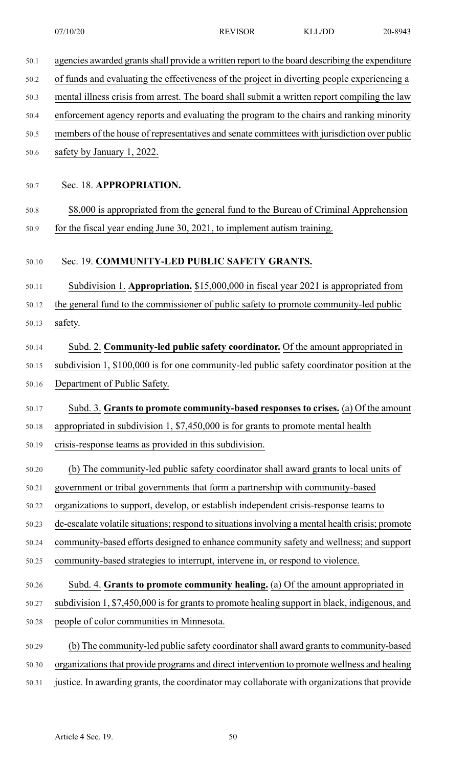agencies awarded grants shall provide a written report to the board describing the expenditure of funds and evaluating the effectiveness of the project in diverting people experiencing a mental illness crisis from arrest. The board shall submit a written report compiling the law enforcement agency reports and evaluating the program to the chairs and ranking minority members of the house of representatives and senate committees with jurisdiction over public safety by January 1, 2022.

Sec. 18. **APPROPRIATION.**

$8,000 is appropriated from the general fund to the Bureau of Criminal Apprehension for the fiscal year ending June 30, 2021, to implement autism training.

Sec. 19. **COMMUNITY-LED PUBLIC SAFETY GRANTS.**

Subdivision 1. **Appropriation.** $15,000,000 in fiscal year 2021 is appropriated from the general fund to the commissioner of public safety to promote community-led public safety.

Subd. 2. **Community-led public safety coordinator.** Of the amount appropriated in subdivision 1, $100,000 is for one community-led public safety coordinator position at the Department of Public Safety.

Subd. 3. **Grants to promote community-based responses to crises.** (a) Of the amount appropriated in subdivision 1, $7,450,000 is for grants to promote mental health crisis-response teams as provided in this subdivision.

(b) The community-led public safety coordinator shall award grants to local units of government or tribal governments that form a partnership with community-based organizations to support, develop, or establish independent crisis-response teams to de-escalate volatile situations; respond to situations involving a mental health crisis; promote community-based efforts designed to enhance community safety and wellness; and support community-based strategies to interrupt, intervene in, or respond to violence.

Subd. 4. **Grants to promote community healing.** (a) Of the amount appropriated in subdivision 1, $7,450,000 is for grants to promote healing support in black, indigenous, and people of color communities in Minnesota.

(b) The community-led public safety coordinator shall award grants to community-based organizations that provide programs and direct intervention to promote wellness and healing justice. In awarding grants, the coordinator may collaborate with organizations that provide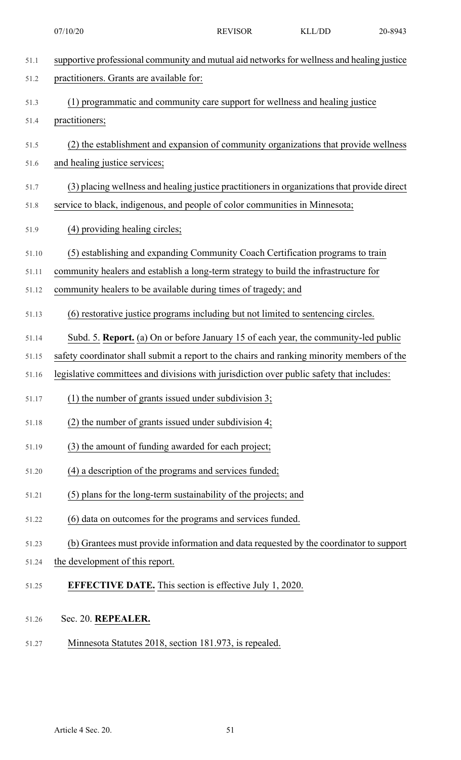supportive professional community and mutual aid networks for wellness and healing justice practitioners. Grants are available for:

(1) programmatic and community care support for wellness and healing justice practitioners;

(2) the establishment and expansion of community organizations that provide wellness and healing justice services;

(3) placing wellness and healing justice practitioners in organizations that provide direct service to black, indigenous, and people of color communities in Minnesota;

(4) providing healing circles;

(5) establishing and expanding Community Coach Certification programs to train community healers and establish a long-term strategy to build the infrastructure for community healers to be available during times of tragedy; and

(6) restorative justice programs including but not limited to sentencing circles.

Subd. 5. **Report.** (a) On or before January 15 of each year, the community-led public safety coordinator shall submit a report to the chairs and ranking minority members of the legislative committees and divisions with jurisdiction over public safety that includes:

(1) the number of grants issued under subdivision 3;

(2) the number of grants issued under subdivision 4;

(3) the amount of funding awarded for each project;

(4) a description of the programs and services funded;

(5) plans for the long-term sustainability of the projects; and

(6) data on outcomes for the programs and services funded.

(b) Grantees must provide information and data requested by the coordinator to support the development of this report.

**EFFECTIVE DATE.** This section is effective July 1, 2020.

Sec. 20. **REPEALER.**

Minnesota Statutes 2018, section 181.973, is repealed.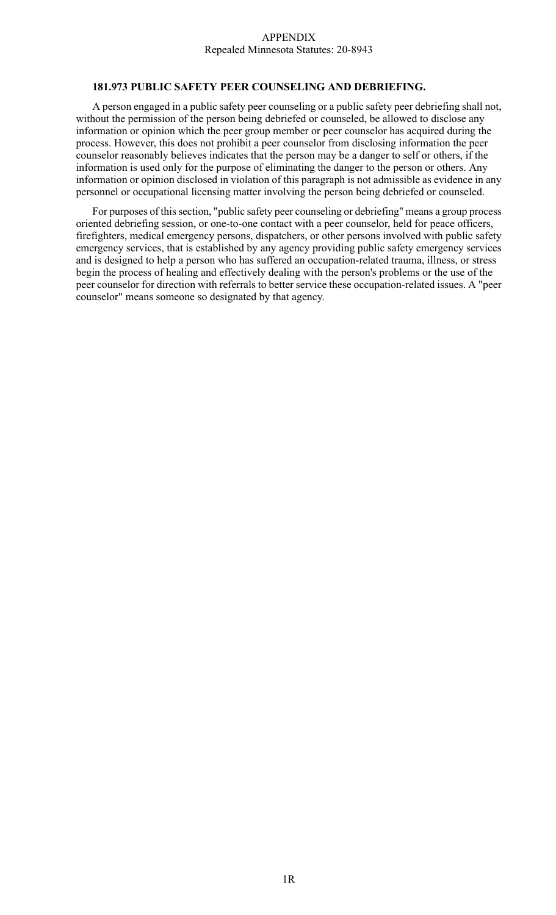APPENDIX
Repealed Minnesota Statutes: 20-8943

**181.973 PUBLIC SAFETY PEER COUNSELING AND DEBRIEFING.**

A person engaged in a public safety peer counseling or a public safety peer debriefing shall not, without the permission of the person being debriefed or counseled, be allowed to disclose any information or opinion which the peer group member or peer counselor has acquired during the process. However, this does not prohibit a peer counselor from disclosing information the peer counselor reasonably believes indicates that the person may be a danger to self or others, if the information is used only for the purpose of eliminating the danger to the person or others. Any information or opinion disclosed in violation of this paragraph is not admissible as evidence in any personnel or occupational licensing matter involving the person being debriefed or counseled.

For purposes of this section, "public safety peer counseling or debriefing" means a group process oriented debriefing session, or one-to-one contact with a peer counselor, held for peace officers, firefighters, medical emergency persons, dispatchers, or other persons involved with public safety emergency services, that is established by any agency providing public safety emergency services and is designed to help a person who has suffered an occupation-related trauma, illness, or stress begin the process of healing and effectively dealing with the person's problems or the use of the peer counselor for direction with referrals to better service these occupation-related issues. A "peer counselor" means someone so designated by that agency.